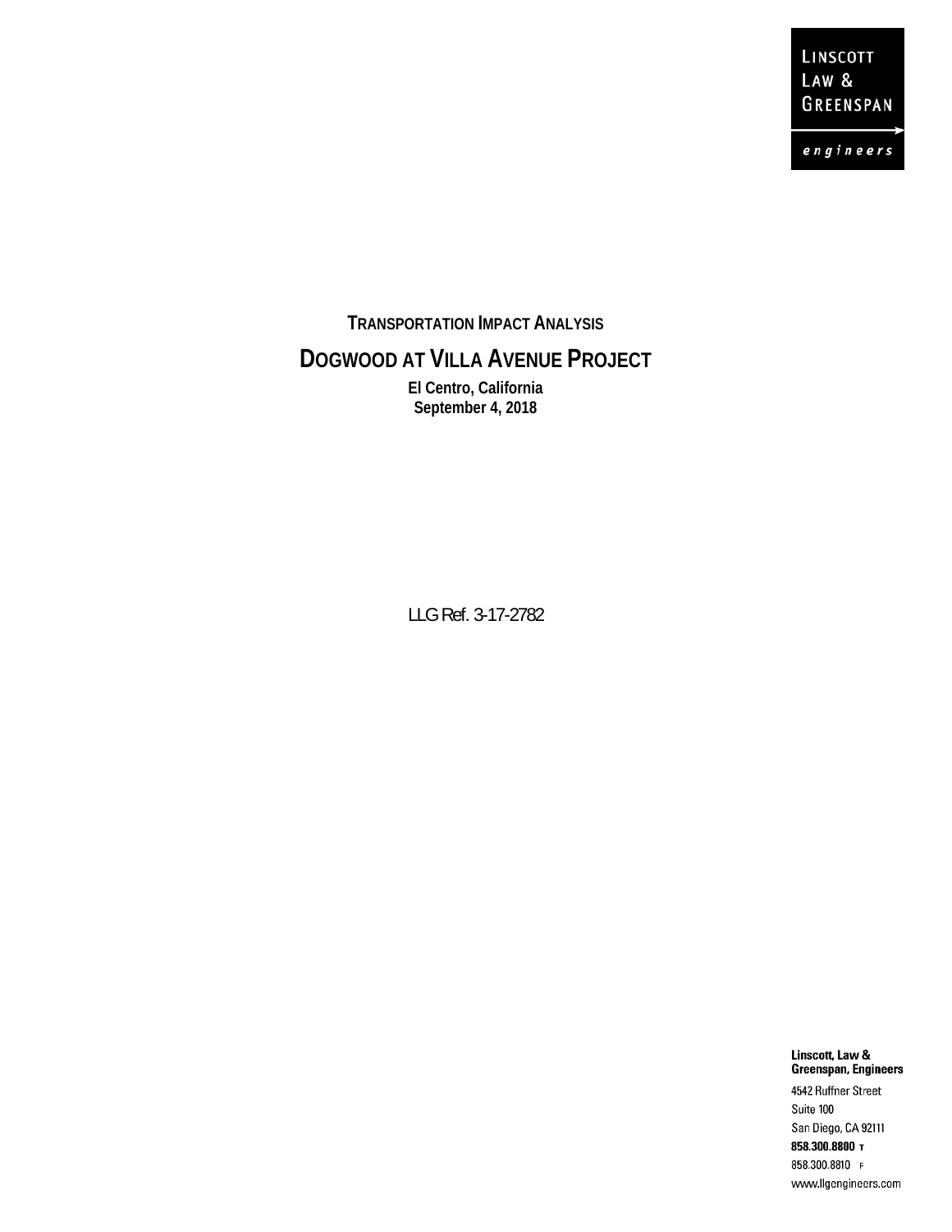LINSCOTT
LAW &
GREENSPAN

engineers

# TRANSPORTATION IMPACT ANALYSIS

# DOGWOOD AT VILLA AVENUE PROJECT

**El Centro, California**
**September 4, 2018**

LLG Ref. 3-17-2782

**Linscott, Law & Greenspan, Engineers**

4542 Ruffner Street
Suite 100
San Diego, CA 92111
**858.300.8800** T
858.300.8810 F
www.llgengineers.com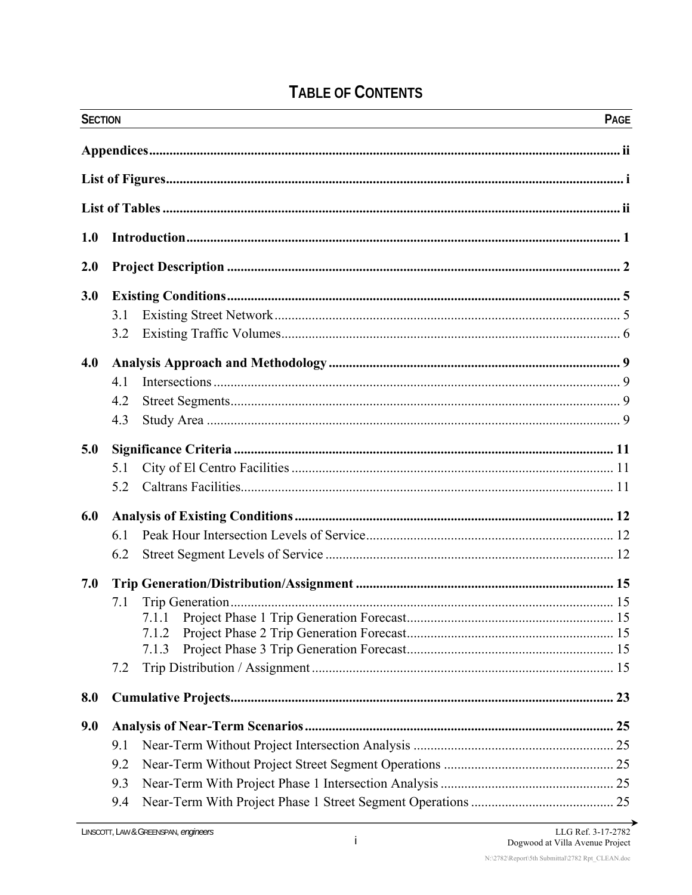# TABLE OF CONTENTS

| SECTION | | PAGE |
|---|---|---|
| **Appendices** | | **ii** |
| **List of Figures** | | **i** |
| **List of Tables** | | **ii** |
| **1.0** | **Introduction** | **1** |
| **2.0** | **Project Description** | **2** |
| **3.0** | **Existing Conditions** | **5** |
| | 3.1 Existing Street Network | 5 |
| | 3.2 Existing Traffic Volumes | 6 |
| **4.0** | **Analysis Approach and Methodology** | **9** |
| | 4.1 Intersections | 9 |
| | 4.2 Street Segments | 9 |
| | 4.3 Study Area | 9 |
| **5.0** | **Significance Criteria** | **11** |
| | 5.1 City of El Centro Facilities | 11 |
| | 5.2 Caltrans Facilities | 11 |
| **6.0** | **Analysis of Existing Conditions** | **12** |
| | 6.1 Peak Hour Intersection Levels of Service | 12 |
| | 6.2 Street Segment Levels of Service | 12 |
| **7.0** | **Trip Generation/Distribution/Assignment** | **15** |
| | 7.1 Trip Generation | 15 |
| | 7.1.1 Project Phase 1 Trip Generation Forecast | 15 |
| | 7.1.2 Project Phase 2 Trip Generation Forecast | 15 |
| | 7.1.3 Project Phase 3 Trip Generation Forecast | 15 |
| | 7.2 Trip Distribution / Assignment | 15 |
| **8.0** | **Cumulative Projects** | **23** |
| **9.0** | **Analysis of Near-Term Scenarios** | **25** |
| | 9.1 Near-Term Without Project Intersection Analysis | 25 |
| | 9.2 Near-Term Without Project Street Segment Operations | 25 |
| | 9.3 Near-Term With Project Phase 1 Intersection Analysis | 25 |
| | 9.4 Near-Term With Project Phase 1 Street Segment Operations | 25 |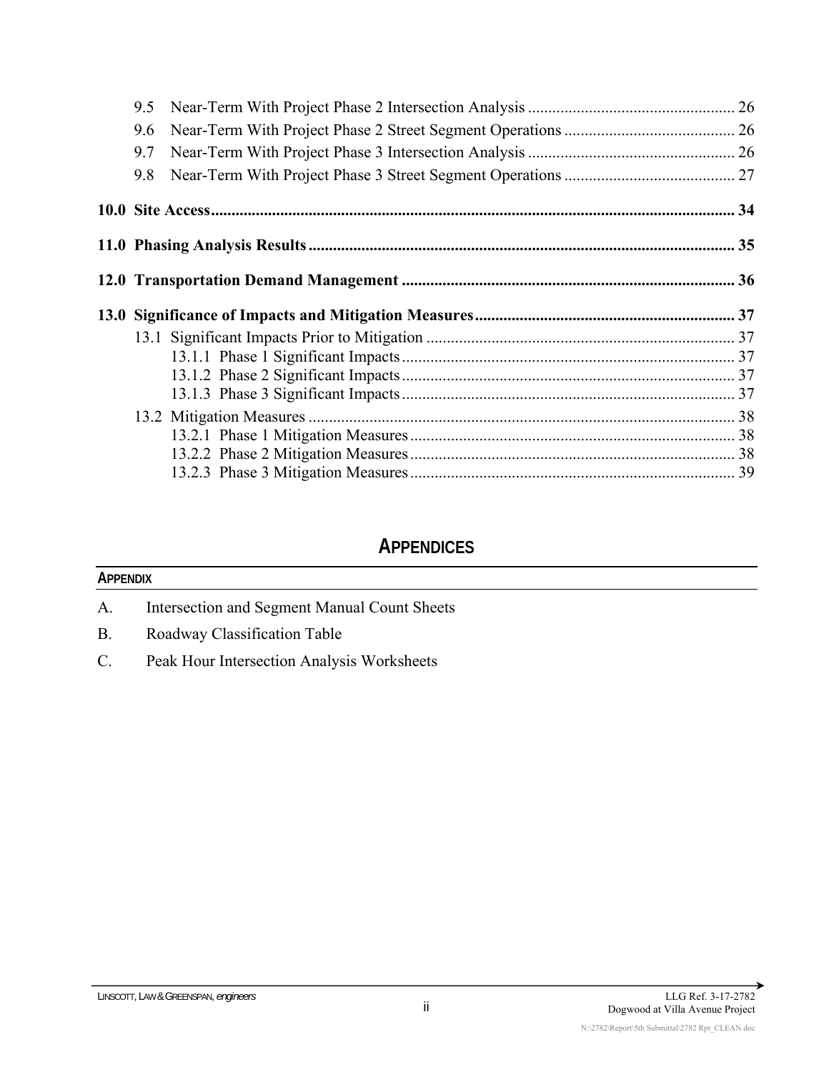9.5 Near-Term With Project Phase 2 Intersection Analysis .................................................. 26

9.6 Near-Term With Project Phase 2 Street Segment Operations .......................................... 26

9.7 Near-Term With Project Phase 3 Intersection Analysis .................................................. 26

9.8 Near-Term With Project Phase 3 Street Segment Operations .......................................... 27

**10.0 Site Access............................................................................................................................ 34**

**11.0 Phasing Analysis Results..................................................................................................... 35**

**12.0 Transportation Demand Management ................................................................................. 36**

**13.0 Significance of Impacts and Mitigation Measures................................................................ 37**

13.1 Significant Impacts Prior to Mitigation ........................................................................... 37

13.1.1 Phase 1 Significant Impacts................................................................................. 37

13.1.2 Phase 2 Significant Impacts................................................................................. 37

13.1.3 Phase 3 Significant Impacts................................................................................. 37

13.2 Mitigation Measures ........................................................................................................ 38

13.2.1 Phase 1 Mitigation Measures............................................................................... 38

13.2.2 Phase 2 Mitigation Measures............................................................................... 38

13.2.3 Phase 3 Mitigation Measures............................................................................... 39

## APPENDICES

**APPENDIX**

A. Intersection and Segment Manual Count Sheets

B. Roadway Classification Table

C. Peak Hour Intersection Analysis Worksheets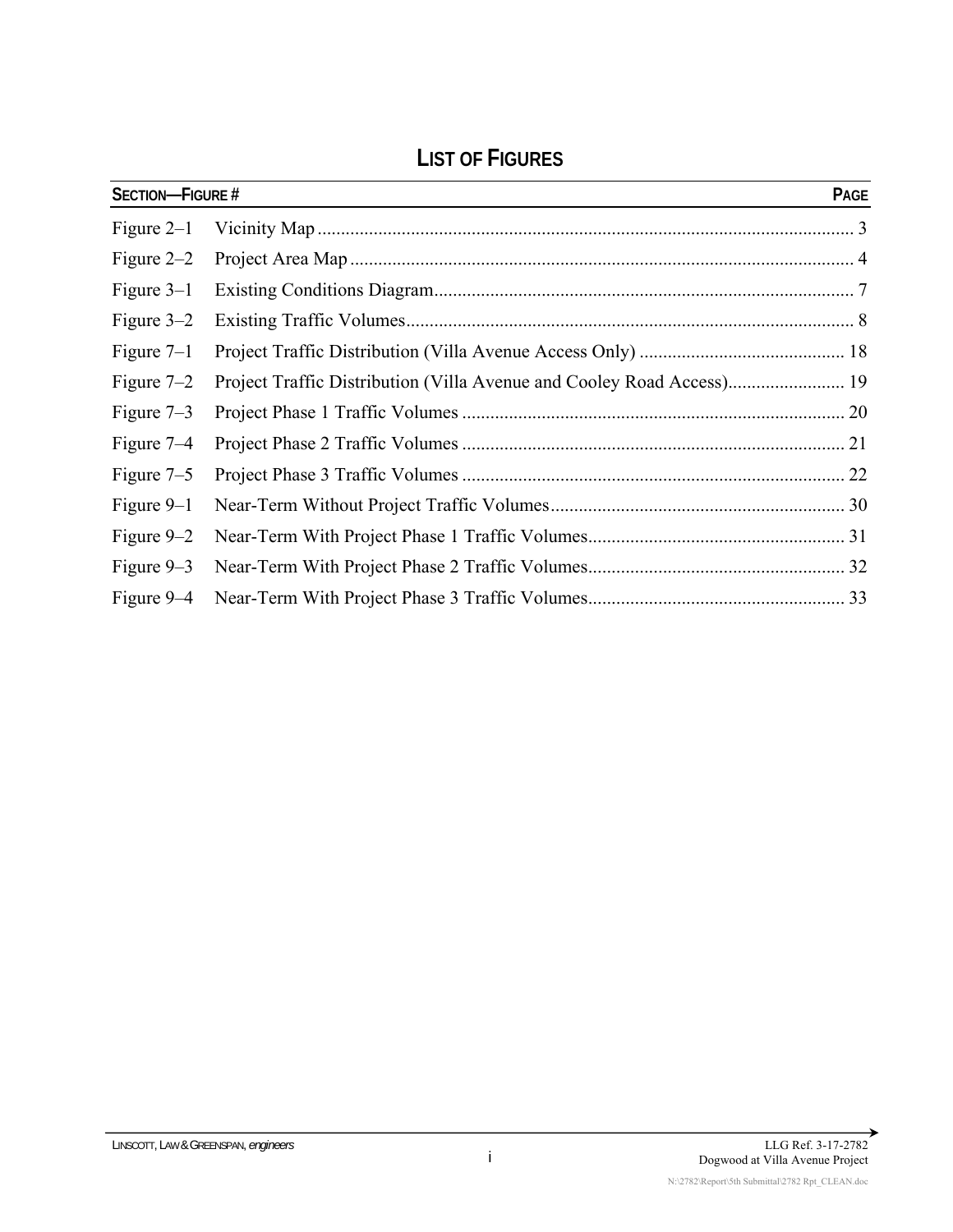# LIST OF FIGURES

| SECTION—FIGURE # | | PAGE |
|---|---|---|
| Figure 2–1 | Vicinity Map | 3 |
| Figure 2–2 | Project Area Map | 4 |
| Figure 3–1 | Existing Conditions Diagram | 7 |
| Figure 3–2 | Existing Traffic Volumes | 8 |
| Figure 7–1 | Project Traffic Distribution (Villa Avenue Access Only) | 18 |
| Figure 7–2 | Project Traffic Distribution (Villa Avenue and Cooley Road Access) | 19 |
| Figure 7–3 | Project Phase 1 Traffic Volumes | 20 |
| Figure 7–4 | Project Phase 2 Traffic Volumes | 21 |
| Figure 7–5 | Project Phase 3 Traffic Volumes | 22 |
| Figure 9–1 | Near-Term Without Project Traffic Volumes | 30 |
| Figure 9–2 | Near-Term With Project Phase 1 Traffic Volumes | 31 |
| Figure 9–3 | Near-Term With Project Phase 2 Traffic Volumes | 32 |
| Figure 9–4 | Near-Term With Project Phase 3 Traffic Volumes | 33 |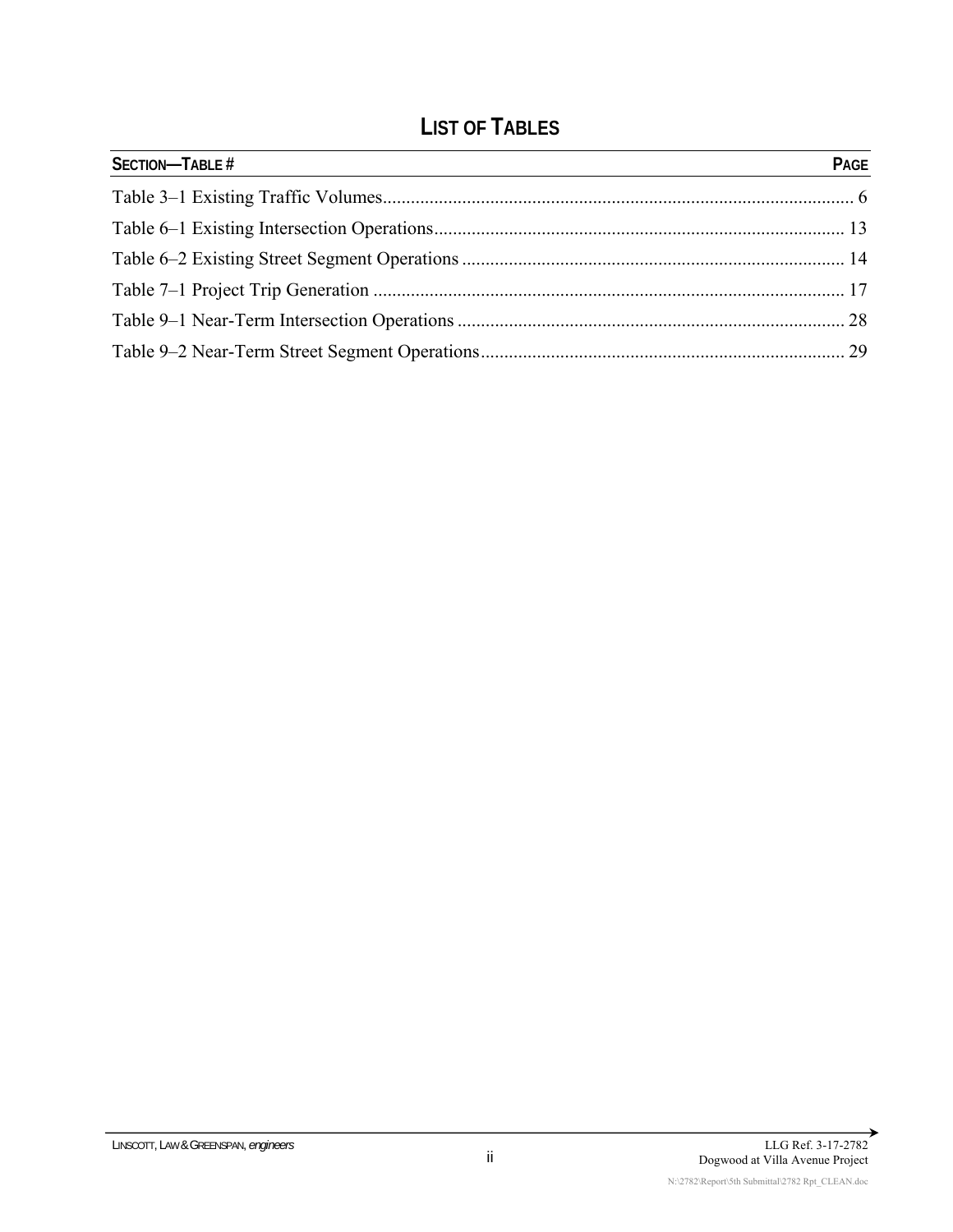# LIST OF TABLES

| SECTION—TABLE # | PAGE |
|---|---|
| Table 3–1 Existing Traffic Volumes | 6 |
| Table 6–1 Existing Intersection Operations | 13 |
| Table 6–2 Existing Street Segment Operations | 14 |
| Table 7–1 Project Trip Generation | 17 |
| Table 9–1 Near-Term Intersection Operations | 28 |
| Table 9–2 Near-Term Street Segment Operations | 29 |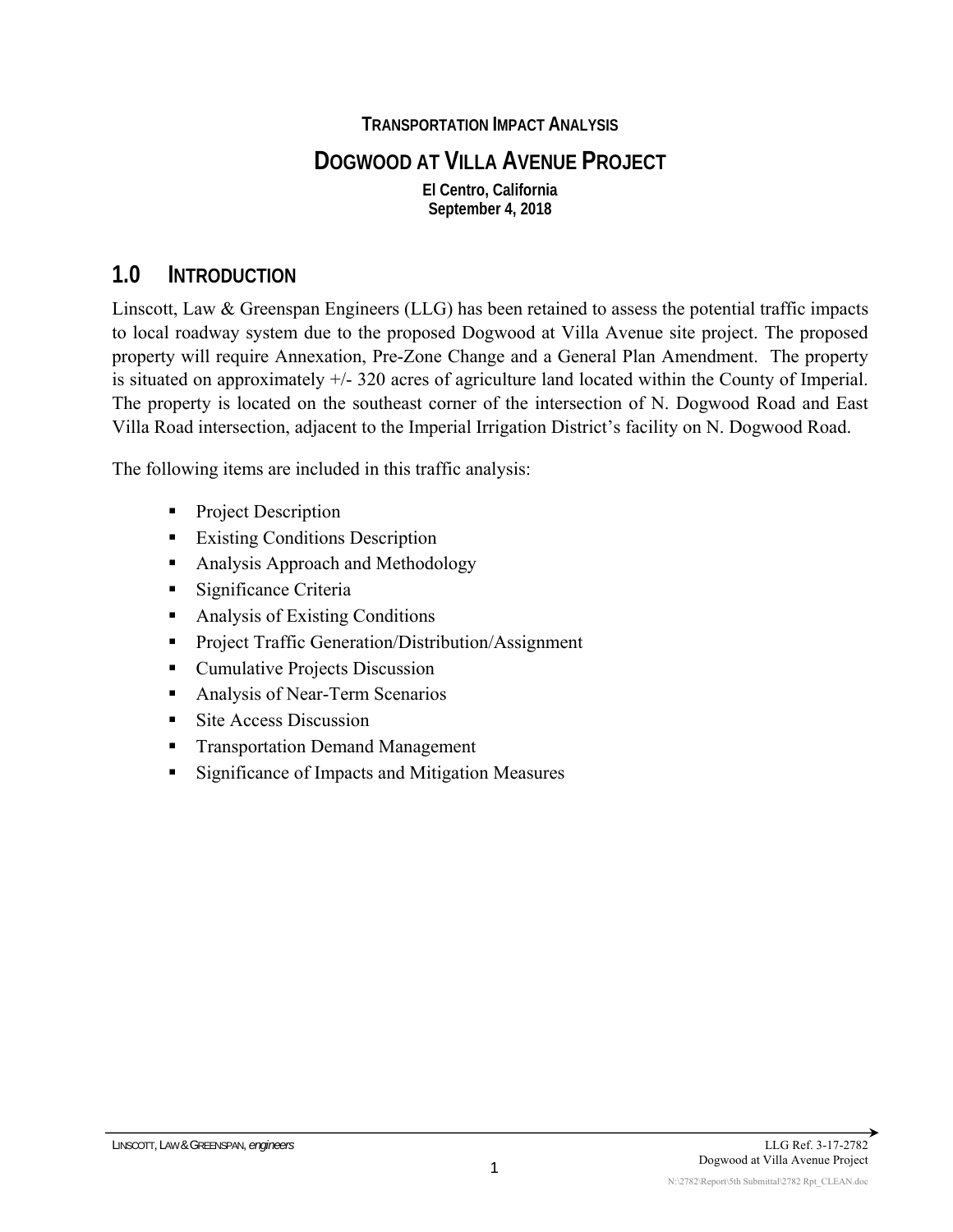**TRANSPORTATION IMPACT ANALYSIS**

# DOGWOOD AT VILLA AVENUE PROJECT

**El Centro, California**
**September 4, 2018**

## 1.0 INTRODUCTION

Linscott, Law & Greenspan Engineers (LLG) has been retained to assess the potential traffic impacts to local roadway system due to the proposed Dogwood at Villa Avenue site project. The proposed property will require Annexation, Pre-Zone Change and a General Plan Amendment. The property is situated on approximately +/- 320 acres of agriculture land located within the County of Imperial. The property is located on the southeast corner of the intersection of N. Dogwood Road and East Villa Road intersection, adjacent to the Imperial Irrigation District's facility on N. Dogwood Road.

The following items are included in this traffic analysis:

- Project Description
- Existing Conditions Description
- Analysis Approach and Methodology
- Significance Criteria
- Analysis of Existing Conditions
- Project Traffic Generation/Distribution/Assignment
- Cumulative Projects Discussion
- Analysis of Near-Term Scenarios
- Site Access Discussion
- Transportation Demand Management
- Significance of Impacts and Mitigation Measures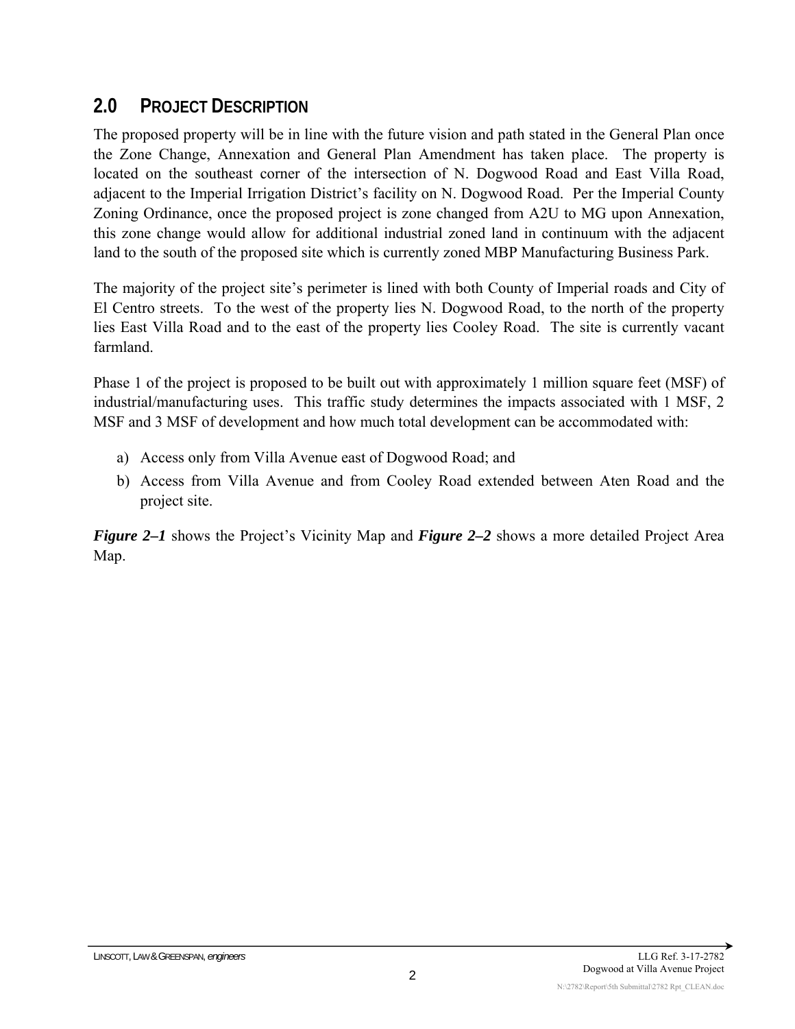## 2.0 PROJECT DESCRIPTION

The proposed property will be in line with the future vision and path stated in the General Plan once the Zone Change, Annexation and General Plan Amendment has taken place. The property is located on the southeast corner of the intersection of N. Dogwood Road and East Villa Road, adjacent to the Imperial Irrigation District's facility on N. Dogwood Road. Per the Imperial County Zoning Ordinance, once the proposed project is zone changed from A2U to MG upon Annexation, this zone change would allow for additional industrial zoned land in continuum with the adjacent land to the south of the proposed site which is currently zoned MBP Manufacturing Business Park.

The majority of the project site's perimeter is lined with both County of Imperial roads and City of El Centro streets. To the west of the property lies N. Dogwood Road, to the north of the property lies East Villa Road and to the east of the property lies Cooley Road. The site is currently vacant farmland.

Phase 1 of the project is proposed to be built out with approximately 1 million square feet (MSF) of industrial/manufacturing uses. This traffic study determines the impacts associated with 1 MSF, 2 MSF and 3 MSF of development and how much total development can be accommodated with:

a) Access only from Villa Avenue east of Dogwood Road; and
b) Access from Villa Avenue and from Cooley Road extended between Aten Road and the project site.

***Figure 2–1*** shows the Project's Vicinity Map and ***Figure 2–2*** shows a more detailed Project Area Map.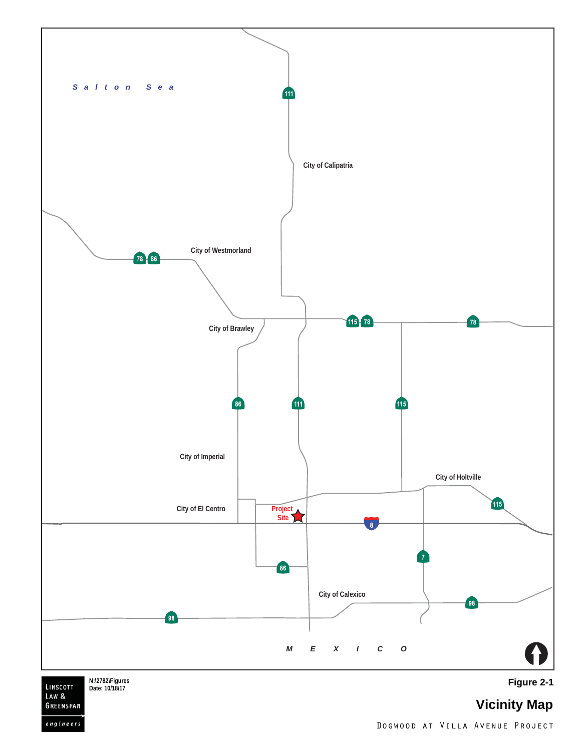Salton Sea

City of Calipatria

City of Westmorland

City of Brawley

City of Imperial

City of Holtville

City of El Centro

Project Site

City of Calexico

MEXICO

111 78 86 115 8 7 98

Linscott Law & Greenspan engineers

N:\2782\Figures
Date: 10/18/17

**Figure 2-1**

## Vicinity Map

DOGWOOD AT VILLA AVENUE PROJECT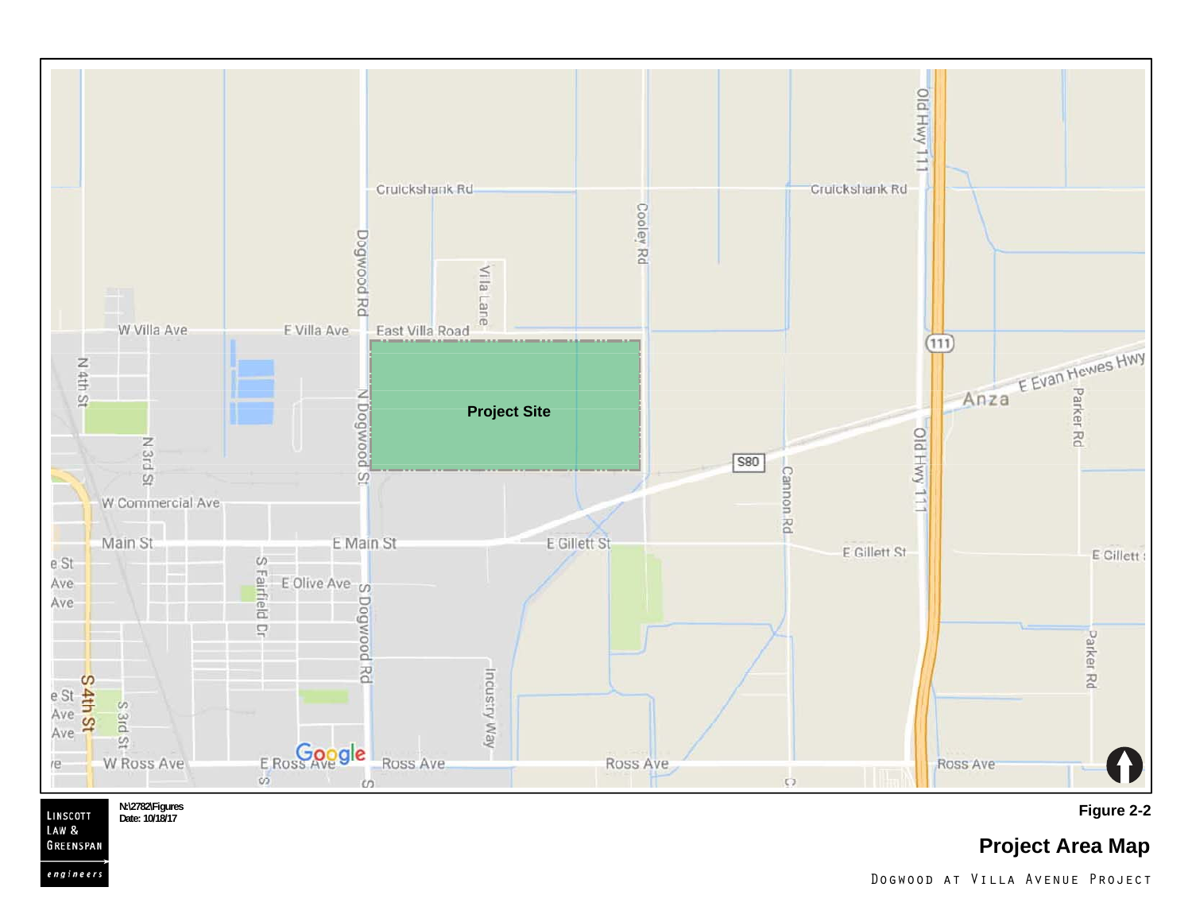LINSCOTT LAW & GREENSPAN engineers

N:\2782\Figures
Date: 10/18/17

**Figure 2-2**

## Project Area Map

DOGWOOD AT VILLA AVENUE PROJECT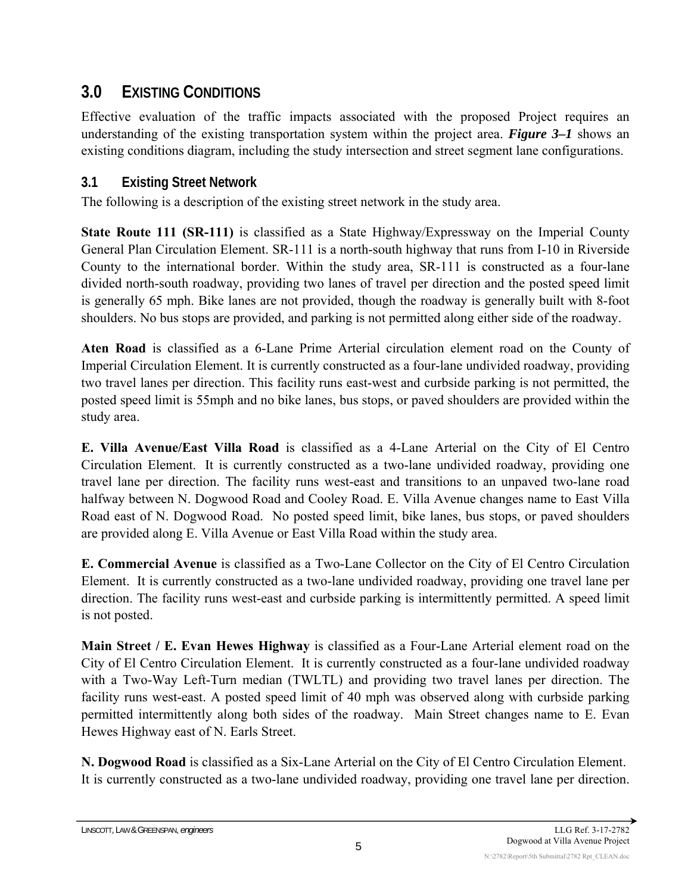## 3.0 EXISTING CONDITIONS

Effective evaluation of the traffic impacts associated with the proposed Project requires an understanding of the existing transportation system within the project area. ***Figure 3–1*** shows an existing conditions diagram, including the study intersection and street segment lane configurations.

### 3.1 Existing Street Network

The following is a description of the existing street network in the study area.

**State Route 111 (SR-111)** is classified as a State Highway/Expressway on the Imperial County General Plan Circulation Element. SR-111 is a north-south highway that runs from I-10 in Riverside County to the international border. Within the study area, SR-111 is constructed as a four-lane divided north-south roadway, providing two lanes of travel per direction and the posted speed limit is generally 65 mph. Bike lanes are not provided, though the roadway is generally built with 8-foot shoulders. No bus stops are provided, and parking is not permitted along either side of the roadway.

**Aten Road** is classified as a 6-Lane Prime Arterial circulation element road on the County of Imperial Circulation Element. It is currently constructed as a four-lane undivided roadway, providing two travel lanes per direction. This facility runs east-west and curbside parking is not permitted, the posted speed limit is 55mph and no bike lanes, bus stops, or paved shoulders are provided within the study area.

**E. Villa Avenue/East Villa Road** is classified as a 4-Lane Arterial on the City of El Centro Circulation Element. It is currently constructed as a two-lane undivided roadway, providing one travel lane per direction. The facility runs west-east and transitions to an unpaved two-lane road halfway between N. Dogwood Road and Cooley Road. E. Villa Avenue changes name to East Villa Road east of N. Dogwood Road. No posted speed limit, bike lanes, bus stops, or paved shoulders are provided along E. Villa Avenue or East Villa Road within the study area.

**E. Commercial Avenue** is classified as a Two-Lane Collector on the City of El Centro Circulation Element. It is currently constructed as a two-lane undivided roadway, providing one travel lane per direction. The facility runs west-east and curbside parking is intermittently permitted. A speed limit is not posted.

**Main Street / E. Evan Hewes Highway** is classified as a Four-Lane Arterial element road on the City of El Centro Circulation Element. It is currently constructed as a four-lane undivided roadway with a Two-Way Left-Turn median (TWLTL) and providing two travel lanes per direction. The facility runs west-east. A posted speed limit of 40 mph was observed along with curbside parking permitted intermittently along both sides of the roadway. Main Street changes name to E. Evan Hewes Highway east of N. Earls Street.

**N. Dogwood Road** is classified as a Six-Lane Arterial on the City of El Centro Circulation Element. It is currently constructed as a two-lane undivided roadway, providing one travel lane per direction.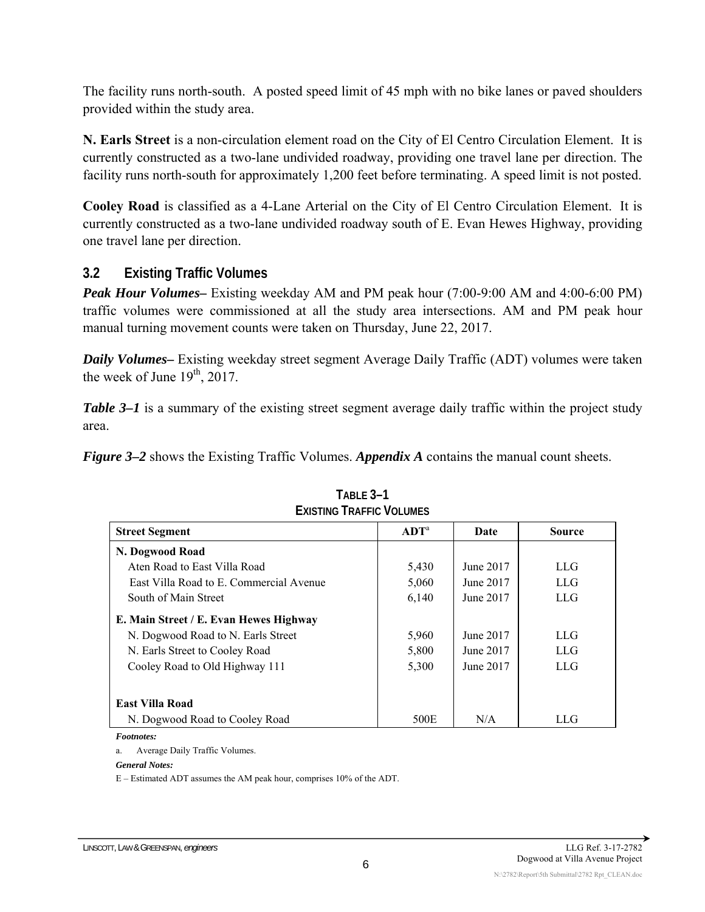The facility runs north-south. A posted speed limit of 45 mph with no bike lanes or paved shoulders provided within the study area.

**N. Earls Street** is a non-circulation element road on the City of El Centro Circulation Element. It is currently constructed as a two-lane undivided roadway, providing one travel lane per direction. The facility runs north-south for approximately 1,200 feet before terminating. A speed limit is not posted.

**Cooley Road** is classified as a 4-Lane Arterial on the City of El Centro Circulation Element. It is currently constructed as a two-lane undivided roadway south of E. Evan Hewes Highway, providing one travel lane per direction.

## 3.2 Existing Traffic Volumes

***Peak Hour Volumes–*** Existing weekday AM and PM peak hour (7:00-9:00 AM and 4:00-6:00 PM) traffic volumes were commissioned at all the study area intersections. AM and PM peak hour manual turning movement counts were taken on Thursday, June 22, 2017.

***Daily Volumes–*** Existing weekday street segment Average Daily Traffic (ADT) volumes were taken the week of June 19th, 2017.

***Table 3–1*** is a summary of the existing street segment average daily traffic within the project study area.

***Figure 3–2*** shows the Existing Traffic Volumes. ***Appendix A*** contains the manual count sheets.

**TABLE 3–1**
**EXISTING TRAFFIC VOLUMES**

| Street Segment | ADT[a] | Date | Source |
|---|---|---|---|
| **N. Dogwood Road** | | | |
| Aten Road to East Villa Road | 5,430 | June 2017 | LLG |
| East Villa Road to E. Commercial Avenue | 5,060 | June 2017 | LLG |
| South of Main Street | 6,140 | June 2017 | LLG |
| **E. Main Street / E. Evan Hewes Highway** | | | |
| N. Dogwood Road to N. Earls Street | 5,960 | June 2017 | LLG |
| N. Earls Street to Cooley Road | 5,800 | June 2017 | LLG |
| Cooley Road to Old Highway 111 | 5,300 | June 2017 | LLG |
| **East Villa Road** | | | |
| N. Dogwood Road to Cooley Road | 500E | N/A | LLG |

*Footnotes:*

a. Average Daily Traffic Volumes.

*General Notes:*

E – Estimated ADT assumes the AM peak hour, comprises 10% of the ADT.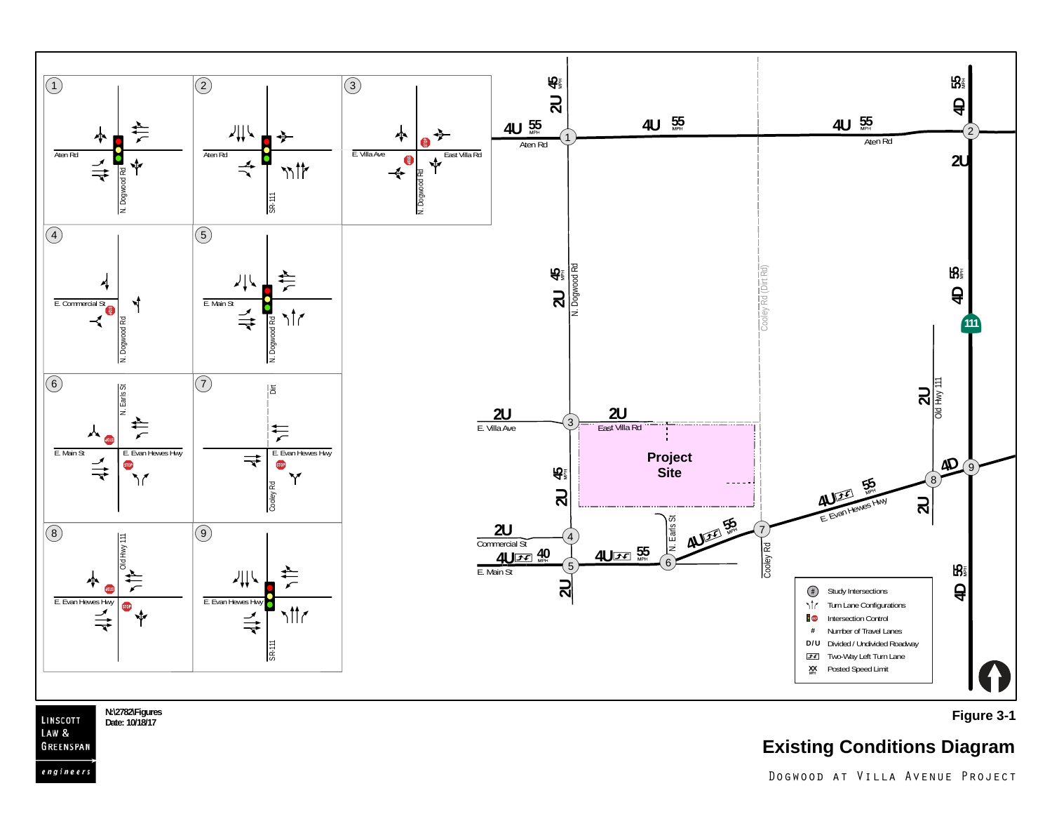1 Aten Rd · N. Dogwood Rd

2 Aten Rd · SR-111

3 E. Villa Ave · East Villa Rd · N. Dogwood Rd

4 E. Commercial St · N. Dogwood Rd

5 E. Main St · N. Dogwood Rd

6 N. Earls St · E. Main St · E. Evan Hewes Hwy

7 Dirt · E. Evan Hewes Hwy · Cooley Rd

8 Old Hwy 111 · E. Evan Hewes Hwy

9 E. Evan Hewes Hwy · SR-111

Aten Rd · 4U 55 MPH · 2U 45 MPH · 4D 55 MPH · 2U

N. Dogwood Rd · 2U 45 MPH

Cooley Rd (Dirt Rd)

111 · 4D 55 MPH

E. Villa Ave 2U · East Villa Rd 2U

Project Site

Old Hwy 111 · 2U

E. Evan Hewes Hwy · 4U 55 MPH · 4D

Commercial St 2U

E. Main St 4U 40 MPH · 4U 55 MPH · 2U

N. Earls St · Cooley Rd

| Symbol | Description |
| --- | --- |
| # (circled) | Study Intersections |
| | Turn Lane Configurations |
| | Intersection Control |
| # | Number of Travel Lanes |
| D/U | Divided / Undivided Roadway |
| | Two-Way Left Turn Lane |
| XX MPH | Posted Speed Limit |

LINSCOTT LAW & GREENSPAN engineers

N:\2782\Figures
Date: 10/18/17

Figure 3-1

**Existing Conditions Diagram**

DOGWOOD AT VILLA AVENUE PROJECT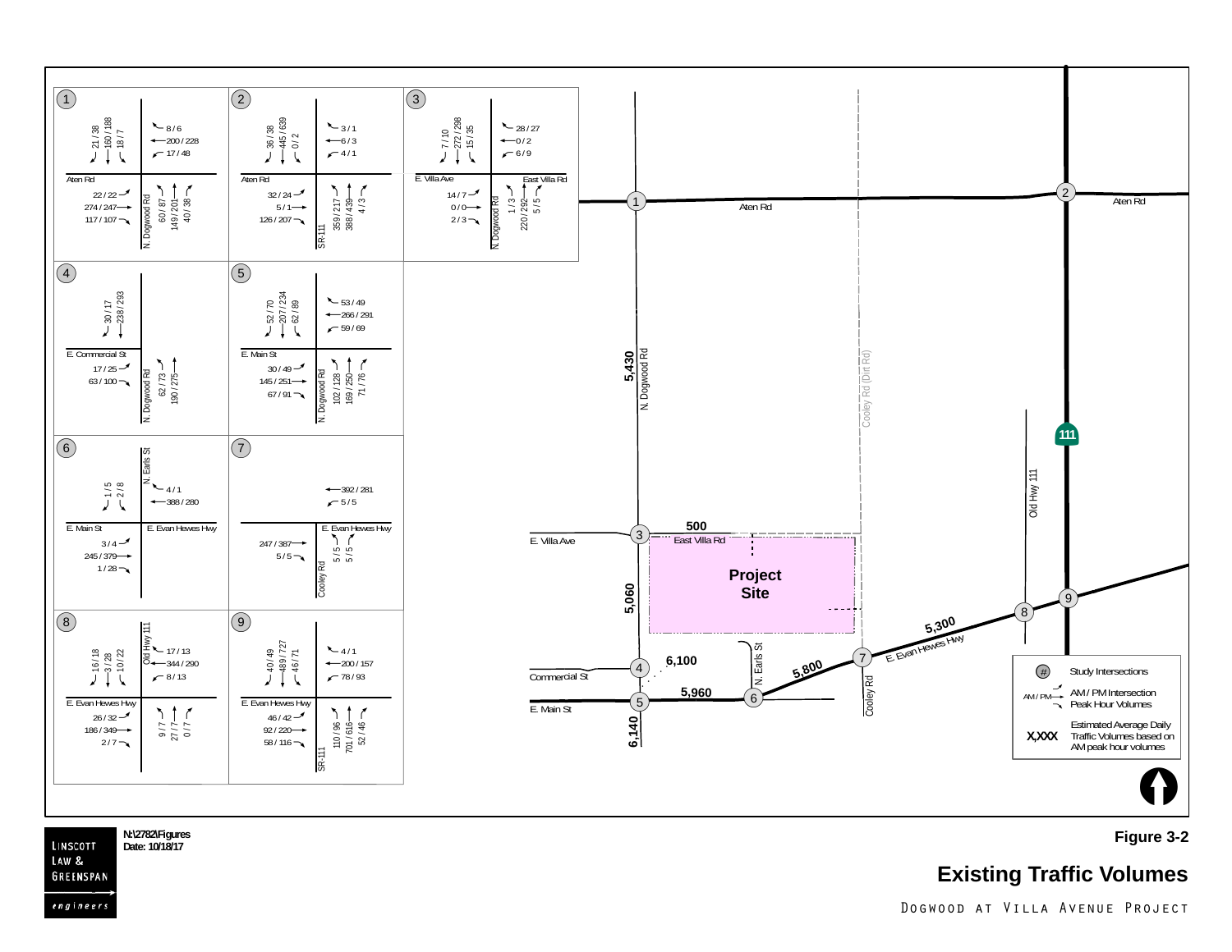# Figure 3-2

# Existing Traffic Volumes

DOGWOOD AT VILLA AVENUE PROJECT

N:\2782\Figures
Date: 10/18/17

LINSCOTT LAW & GREENSPAN engineers

**1** — Aten Rd / N. Dogwood Rd

- Southbound: 21 / 38, 160 / 188, 18 / 7
- Westbound: 8 / 6, 200 / 228, 17 / 48
- Eastbound: 22 / 22, 274 / 247, 117 / 107
- Northbound: 60 / 87, 149 / 201, 40 / 38

**2** — Aten Rd / SR-111

- Southbound: 36 / 38, 445 / 639, 0 / 2
- Westbound: 3 / 1, 6 / 3, 4 / 1
- Eastbound: 32 / 24, 5 / 1, 126 / 207
- Northbound: 359 / 217, 388 / 439, 4 / 3

**3** — E. Villa Ave / East Villa Rd / N. Dogwood Rd

- Southbound: 7 / 10, 272 / 298, 15 / 35
- Westbound: 28 / 27, 0 / 2, 6 / 9
- Eastbound: 14 / 7, 0 / 0, 2 / 3
- Northbound: 1 / 3, 220 / 292, 5 / 5

**4** — E. Commercial St / N. Dogwood Rd

- Southbound: 30 / 17, 238 / 293
- Eastbound: 17 / 25, 63 / 100
- Northbound: 62 / 73, 190 / 275

**5** — E. Main St / N. Dogwood Rd

- Southbound: 52 / 70, 207 / 234, 62 / 89
- Westbound: 53 / 49, 266 / 291, 59 / 69
- Eastbound: 30 / 49, 145 / 251, 67 / 91
- Northbound: 102 / 128, 169 / 250, 71 / 76

**6** — E. Main St / E. Evan Hewes Hwy / N. Earls St

- Southbound: 1 / 5, 2 / 8
- Westbound: 4 / 1, 388 / 280
- Eastbound: 3 / 4, 245 / 379, 1 / 28

**7** — E. Evan Hewes Hwy / Cooley Rd

- Westbound: 392 / 281, 5 / 5
- Eastbound: 247 / 387, 5 / 5
- Northbound: 5 / 5, 5 / 5

**8** — E. Evan Hewes Hwy / Old Hwy 111

- Southbound: 16 / 18, 3 / 28, 10 / 22
- Westbound: 17 / 13, 344 / 290, 8 / 13
- Eastbound: 26 / 32, 186 / 349, 2 / 7
- Northbound: 9 / 7, 27 / 7, 0 / 7

**9** — E. Evan Hewes Hwy / SR-111

- Southbound: 40 / 49, 489 / 727, 46 / 71
- Westbound: 4 / 1, 200 / 157, 78 / 93
- Eastbound: 46 / 42, 92 / 220, 58 / 116
- Northbound: 110 / 96, 701 / 616, 52 / 46

Estimated average daily traffic volumes on map: N. Dogwood Rd 5,430; East Villa Rd 500; N. Dogwood Rd 5,060; 6,100; 5,960; 6,140; E. Evan Hewes Hwy 5,800; 5,300.

Map labels: Aten Rd, N. Dogwood Rd, Cooley Rd (Dirt Rd), 111, Old Hwy 111, E. Villa Ave, East Villa Rd, Project Site, Commercial St, E. Main St, N. Earls St, Cooley Rd, E. Evan Hewes Hwy

Legend:
- (#) Study Intersections
- AM / PM Intersection Peak Hour Volumes
- X,XXX Estimated Average Daily Traffic Volumes based on AM peak hour volumes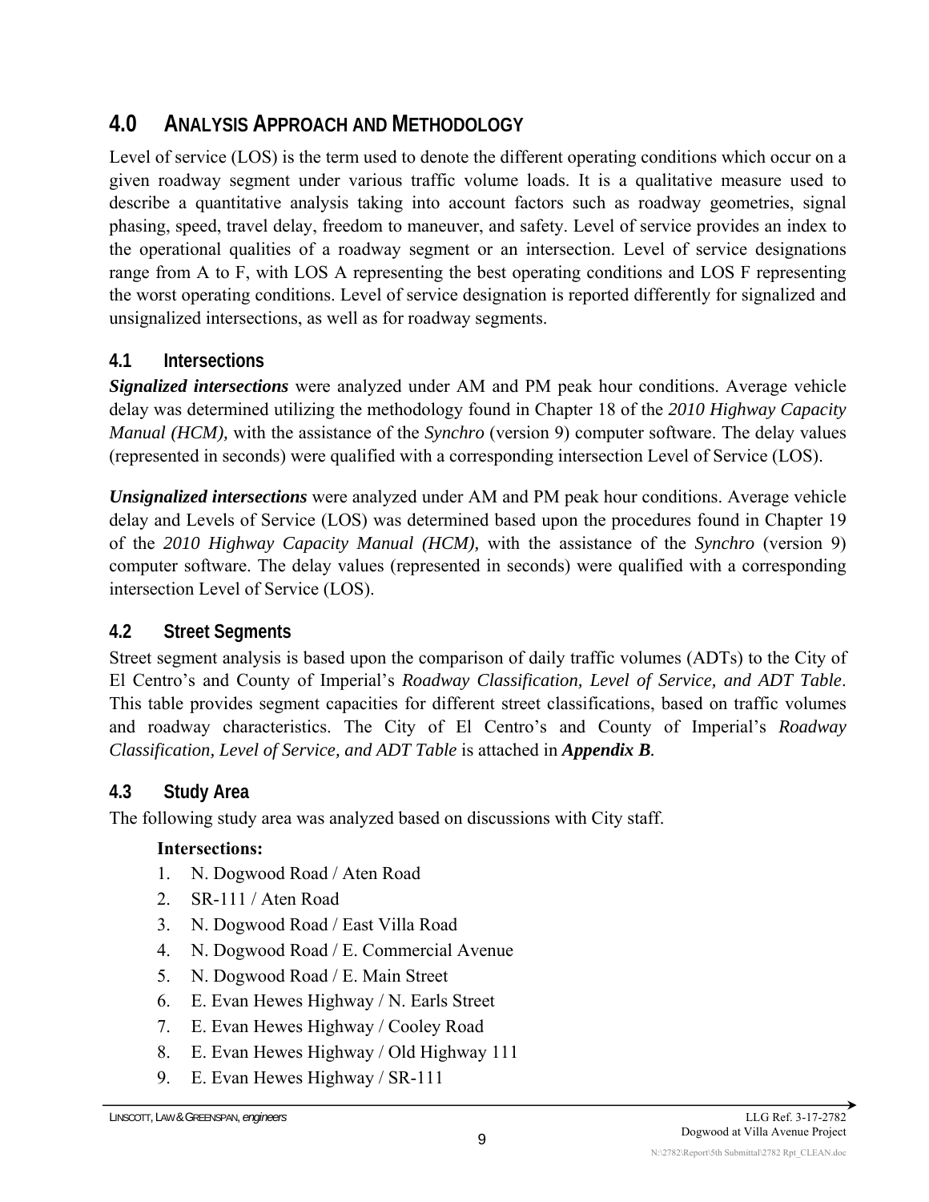# 4.0 Analysis Approach and Methodology

Level of service (LOS) is the term used to denote the different operating conditions which occur on a given roadway segment under various traffic volume loads. It is a qualitative measure used to describe a quantitative analysis taking into account factors such as roadway geometries, signal phasing, speed, travel delay, freedom to maneuver, and safety. Level of service provides an index to the operational qualities of a roadway segment or an intersection. Level of service designations range from A to F, with LOS A representing the best operating conditions and LOS F representing the worst operating conditions. Level of service designation is reported differently for signalized and unsignalized intersections, as well as for roadway segments.

## 4.1 Intersections

***Signalized intersections*** were analyzed under AM and PM peak hour conditions. Average vehicle delay was determined utilizing the methodology found in Chapter 18 of the *2010 Highway Capacity Manual (HCM),* with the assistance of the *Synchro* (version 9) computer software. The delay values (represented in seconds) were qualified with a corresponding intersection Level of Service (LOS).

***Unsignalized intersections*** were analyzed under AM and PM peak hour conditions. Average vehicle delay and Levels of Service (LOS) was determined based upon the procedures found in Chapter 19 of the *2010 Highway Capacity Manual (HCM),* with the assistance of the *Synchro* (version 9) computer software. The delay values (represented in seconds) were qualified with a corresponding intersection Level of Service (LOS).

## 4.2 Street Segments

Street segment analysis is based upon the comparison of daily traffic volumes (ADTs) to the City of El Centro's and County of Imperial's *Roadway Classification, Level of Service, and ADT Table*. This table provides segment capacities for different street classifications, based on traffic volumes and roadway characteristics. The City of El Centro's and County of Imperial's *Roadway Classification, Level of Service, and ADT Table* is attached in ***Appendix B****.*

## 4.3 Study Area

The following study area was analyzed based on discussions with City staff.

**Intersections:**

1. N. Dogwood Road / Aten Road
2. SR-111 / Aten Road
3. N. Dogwood Road / East Villa Road
4. N. Dogwood Road / E. Commercial Avenue
5. N. Dogwood Road / E. Main Street
6. E. Evan Hewes Highway / N. Earls Street
7. E. Evan Hewes Highway / Cooley Road
8. E. Evan Hewes Highway / Old Highway 111
9. E. Evan Hewes Highway / SR-111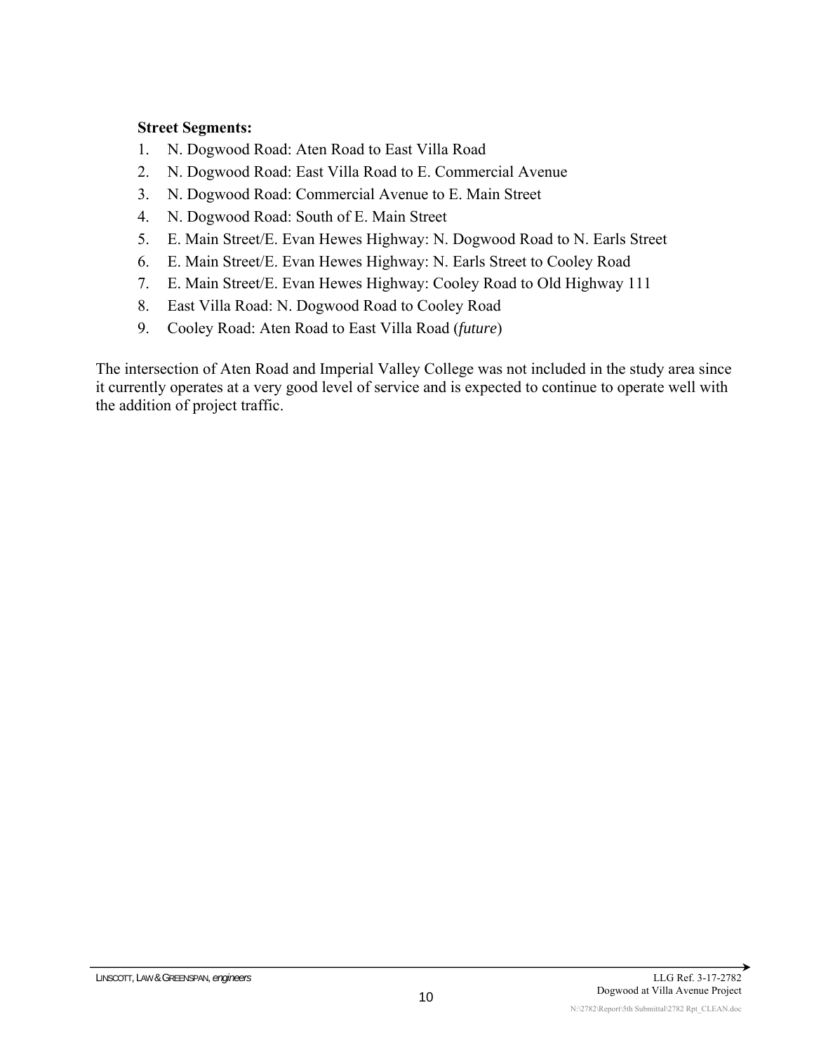**Street Segments:**

1. N. Dogwood Road: Aten Road to East Villa Road
2. N. Dogwood Road: East Villa Road to E. Commercial Avenue
3. N. Dogwood Road: Commercial Avenue to E. Main Street
4. N. Dogwood Road: South of E. Main Street
5. E. Main Street/E. Evan Hewes Highway: N. Dogwood Road to N. Earls Street
6. E. Main Street/E. Evan Hewes Highway: N. Earls Street to Cooley Road
7. E. Main Street/E. Evan Hewes Highway: Cooley Road to Old Highway 111
8. East Villa Road: N. Dogwood Road to Cooley Road
9. Cooley Road: Aten Road to East Villa Road (*future*)

The intersection of Aten Road and Imperial Valley College was not included in the study area since it currently operates at a very good level of service and is expected to continue to operate well with the addition of project traffic.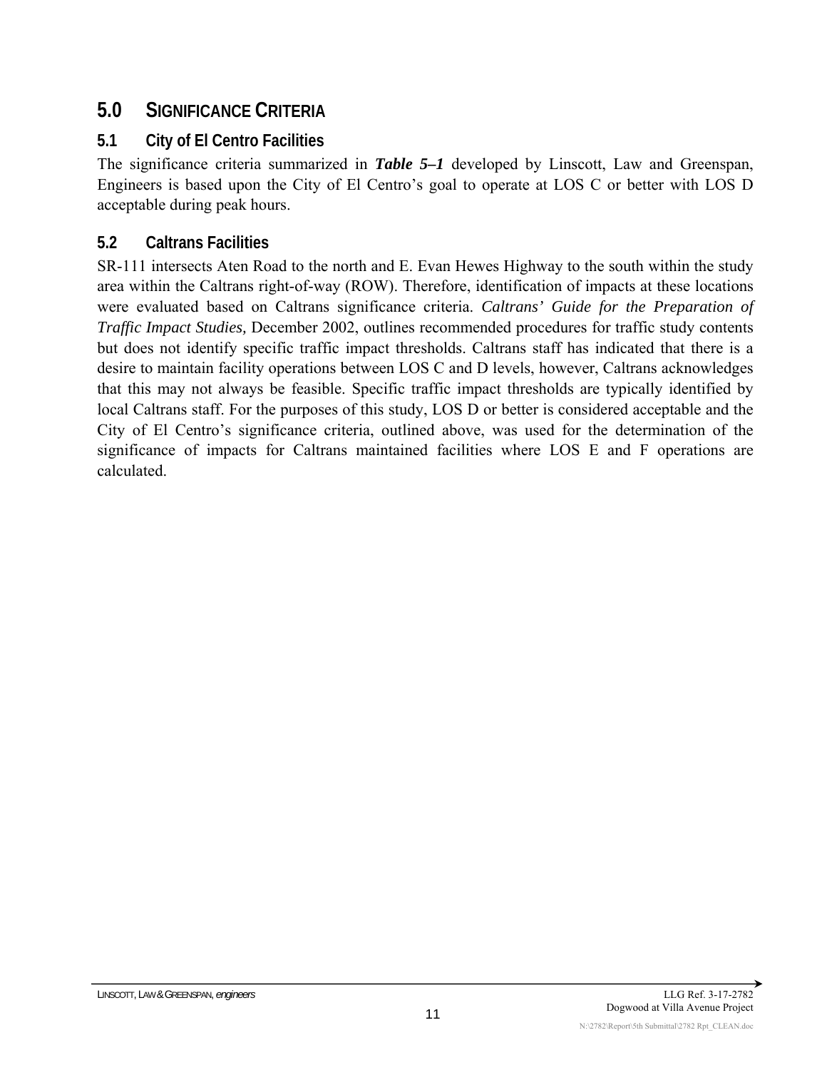# 5.0 SIGNIFICANCE CRITERIA

## 5.1 City of El Centro Facilities

The significance criteria summarized in ***Table 5–1*** developed by Linscott, Law and Greenspan, Engineers is based upon the City of El Centro's goal to operate at LOS C or better with LOS D acceptable during peak hours.

## 5.2 Caltrans Facilities

SR-111 intersects Aten Road to the north and E. Evan Hewes Highway to the south within the study area within the Caltrans right-of-way (ROW). Therefore, identification of impacts at these locations were evaluated based on Caltrans significance criteria. *Caltrans' Guide for the Preparation of Traffic Impact Studies,* December 2002, outlines recommended procedures for traffic study contents but does not identify specific traffic impact thresholds. Caltrans staff has indicated that there is a desire to maintain facility operations between LOS C and D levels, however, Caltrans acknowledges that this may not always be feasible. Specific traffic impact thresholds are typically identified by local Caltrans staff. For the purposes of this study, LOS D or better is considered acceptable and the City of El Centro's significance criteria, outlined above, was used for the determination of the significance of impacts for Caltrans maintained facilities where LOS E and F operations are calculated.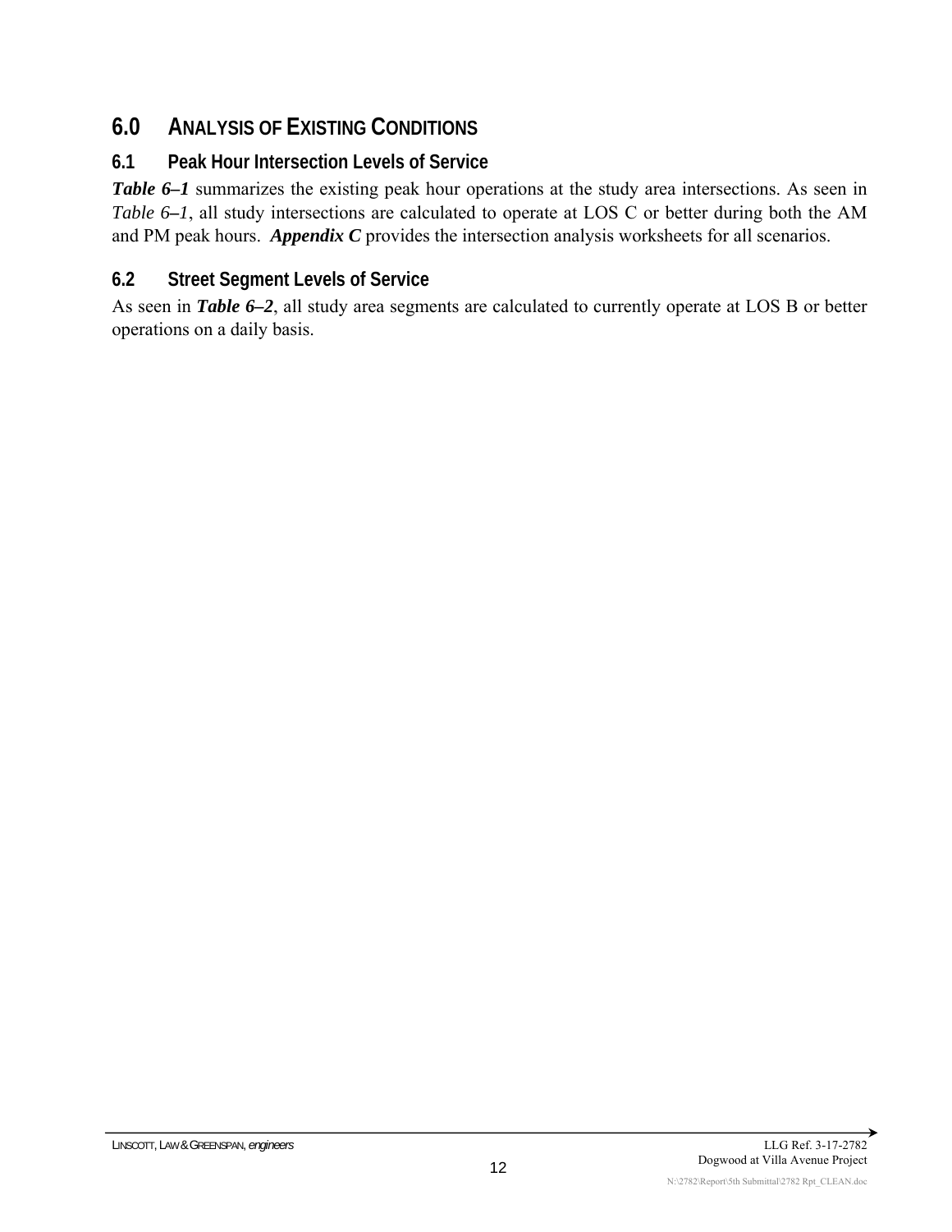# 6.0 ANALYSIS OF EXISTING CONDITIONS

## 6.1 Peak Hour Intersection Levels of Service

***Table 6–1*** summarizes the existing peak hour operations at the study area intersections. As seen in *Table 6–1*, all study intersections are calculated to operate at LOS C or better during both the AM and PM peak hours. ***Appendix C*** provides the intersection analysis worksheets for all scenarios.

## 6.2 Street Segment Levels of Service

As seen in ***Table 6–2***, all study area segments are calculated to currently operate at LOS B or better operations on a daily basis.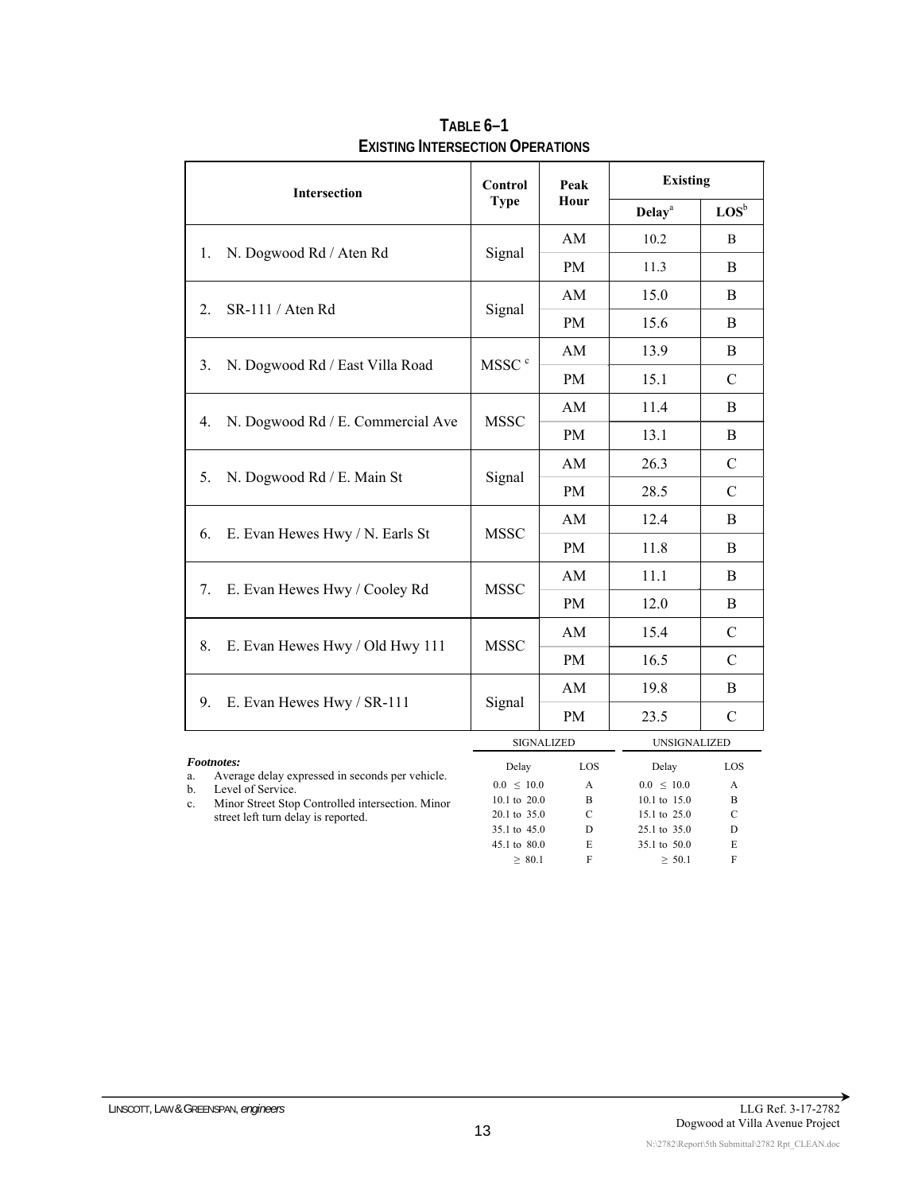**TABLE 6–1**
**EXISTING INTERSECTION OPERATIONS**

| Intersection | Control Type | Peak Hour | Existing | |
|---|---|---|---|---|
| | | | Delay[a] | LOS[b] |
| 1. N. Dogwood Rd / Aten Rd | Signal | AM | 10.2 | B |
| | | PM | 11.3 | B |
| 2. SR-111 / Aten Rd | Signal | AM | 15.0 | B |
| | | PM | 15.6 | B |
| 3. N. Dogwood Rd / East Villa Road | MSSC[c] | AM | 13.9 | B |
| | | PM | 15.1 | C |
| 4. N. Dogwood Rd / E. Commercial Ave | MSSC | AM | 11.4 | B |
| | | PM | 13.1 | B |
| 5. N. Dogwood Rd / E. Main St | Signal | AM | 26.3 | C |
| | | PM | 28.5 | C |
| 6. E. Evan Hewes Hwy / N. Earls St | MSSC | AM | 12.4 | B |
| | | PM | 11.8 | B |
| 7. E. Evan Hewes Hwy / Cooley Rd | MSSC | AM | 11.1 | B |
| | | PM | 12.0 | B |
| 8. E. Evan Hewes Hwy / Old Hwy 111 | MSSC | AM | 15.4 | C |
| | | PM | 16.5 | C |
| 9. E. Evan Hewes Hwy / SR-111 | Signal | AM | 19.8 | B |
| | | PM | 23.5 | C |

***Footnotes:***

a. Average delay expressed in seconds per vehicle.
b. Level of Service.
c. Minor Street Stop Controlled intersection. Minor street left turn delay is reported.

| SIGNALIZED | | UNSIGNALIZED | |
|---|---|---|---|
| Delay | LOS | Delay | LOS |
| 0.0 ≤ 10.0 | A | 0.0 ≤ 10.0 | A |
| 10.1 to 20.0 | B | 10.1 to 15.0 | B |
| 20.1 to 35.0 | C | 15.1 to 25.0 | C |
| 35.1 to 45.0 | D | 25.1 to 35.0 | D |
| 45.1 to 80.0 | E | 35.1 to 50.0 | E |
| ≥ 80.1 | F | ≥ 50.1 | F |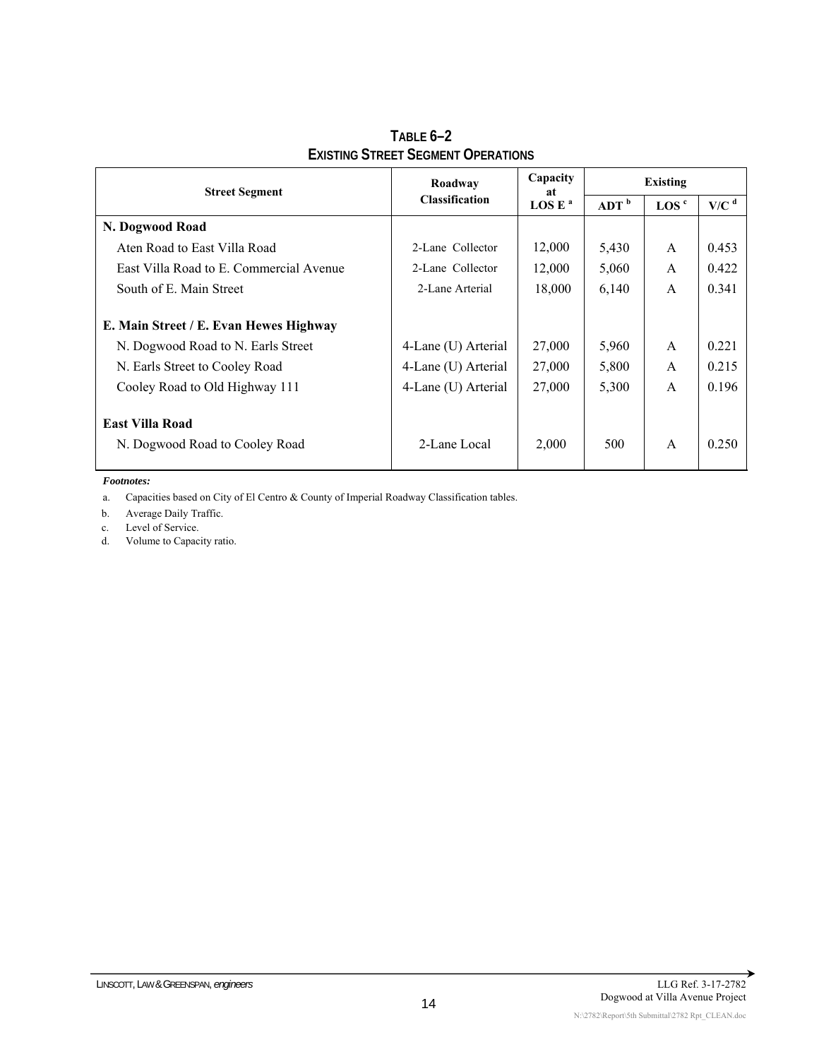## Table 6–2
## Existing Street Segment Operations

| Street Segment | Roadway Classification | Capacity at LOS E [a] | Existing | | |
|---|---|---|---|---|---|
| | | | ADT [b] | LOS [c] | V/C [d] |
| **N. Dogwood Road** | | | | | |
| Aten Road to East Villa Road | 2-Lane Collector | 12,000 | 5,430 | A | 0.453 |
| East Villa Road to E. Commercial Avenue | 2-Lane Collector | 12,000 | 5,060 | A | 0.422 |
| South of E. Main Street | 2-Lane Arterial | 18,000 | 6,140 | A | 0.341 |
| **E. Main Street / E. Evan Hewes Highway** | | | | | |
| N. Dogwood Road to N. Earls Street | 4-Lane (U) Arterial | 27,000 | 5,960 | A | 0.221 |
| N. Earls Street to Cooley Road | 4-Lane (U) Arterial | 27,000 | 5,800 | A | 0.215 |
| Cooley Road to Old Highway 111 | 4-Lane (U) Arterial | 27,000 | 5,300 | A | 0.196 |
| **East Villa Road** | | | | | |
| N. Dogwood Road to Cooley Road | 2-Lane Local | 2,000 | 500 | A | 0.250 |

***Footnotes:***

a. Capacities based on City of El Centro & County of Imperial Roadway Classification tables.

b. Average Daily Traffic.

c. Level of Service.

d. Volume to Capacity ratio.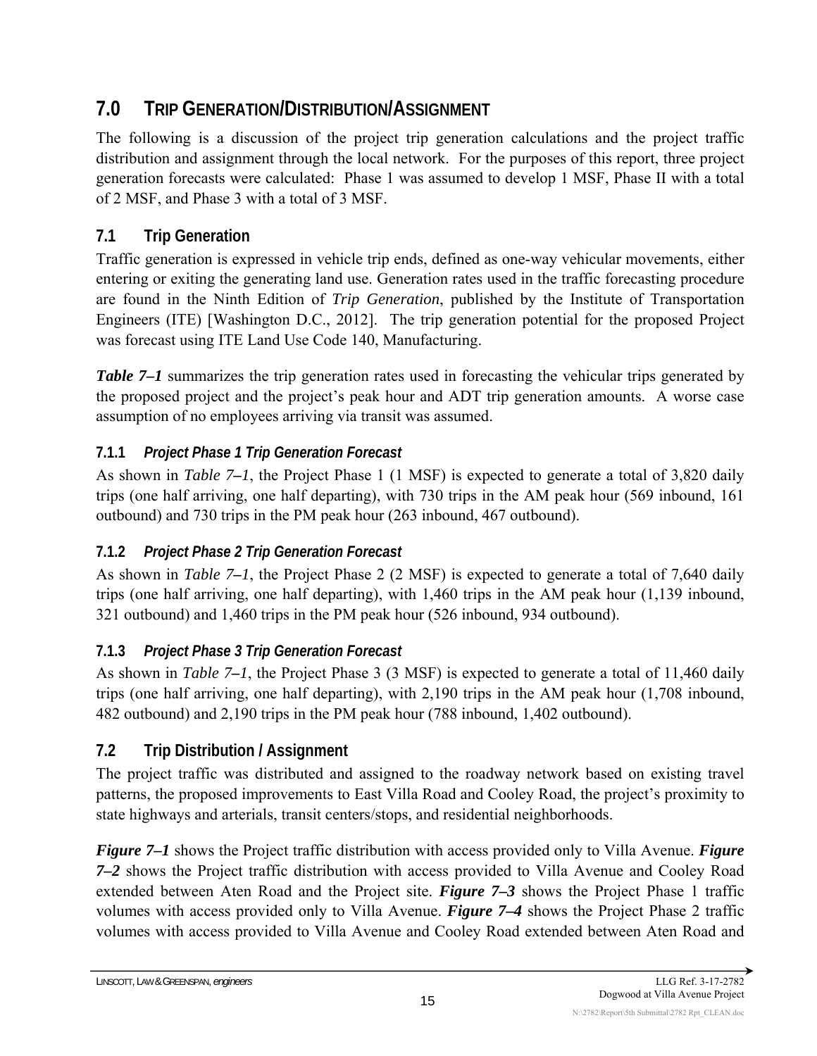# 7.0 TRIP GENERATION/DISTRIBUTION/ASSIGNMENT

The following is a discussion of the project trip generation calculations and the project traffic distribution and assignment through the local network. For the purposes of this report, three project generation forecasts were calculated: Phase 1 was assumed to develop 1 MSF, Phase II with a total of 2 MSF, and Phase 3 with a total of 3 MSF.

## 7.1 Trip Generation

Traffic generation is expressed in vehicle trip ends, defined as one-way vehicular movements, either entering or exiting the generating land use. Generation rates used in the traffic forecasting procedure are found in the Ninth Edition of *Trip Generation*, published by the Institute of Transportation Engineers (ITE) [Washington D.C., 2012]. The trip generation potential for the proposed Project was forecast using ITE Land Use Code 140, Manufacturing.

***Table 7–1*** summarizes the trip generation rates used in forecasting the vehicular trips generated by the proposed project and the project's peak hour and ADT trip generation amounts. A worse case assumption of no employees arriving via transit was assumed.

### 7.1.1 *Project Phase 1 Trip Generation Forecast*

As shown in *Table 7–1*, the Project Phase 1 (1 MSF) is expected to generate a total of 3,820 daily trips (one half arriving, one half departing), with 730 trips in the AM peak hour (569 inbound, 161 outbound) and 730 trips in the PM peak hour (263 inbound, 467 outbound).

### 7.1.2 *Project Phase 2 Trip Generation Forecast*

As shown in *Table 7–1*, the Project Phase 2 (2 MSF) is expected to generate a total of 7,640 daily trips (one half arriving, one half departing), with 1,460 trips in the AM peak hour (1,139 inbound, 321 outbound) and 1,460 trips in the PM peak hour (526 inbound, 934 outbound).

### 7.1.3 *Project Phase 3 Trip Generation Forecast*

As shown in *Table 7–1*, the Project Phase 3 (3 MSF) is expected to generate a total of 11,460 daily trips (one half arriving, one half departing), with 2,190 trips in the AM peak hour (1,708 inbound, 482 outbound) and 2,190 trips in the PM peak hour (788 inbound, 1,402 outbound).

## 7.2 Trip Distribution / Assignment

The project traffic was distributed and assigned to the roadway network based on existing travel patterns, the proposed improvements to East Villa Road and Cooley Road, the project's proximity to state highways and arterials, transit centers/stops, and residential neighborhoods.

***Figure 7–1*** shows the Project traffic distribution with access provided only to Villa Avenue. ***Figure 7–2*** shows the Project traffic distribution with access provided to Villa Avenue and Cooley Road extended between Aten Road and the Project site. ***Figure 7–3*** shows the Project Phase 1 traffic volumes with access provided only to Villa Avenue. ***Figure 7–4*** shows the Project Phase 2 traffic volumes with access provided to Villa Avenue and Cooley Road extended between Aten Road and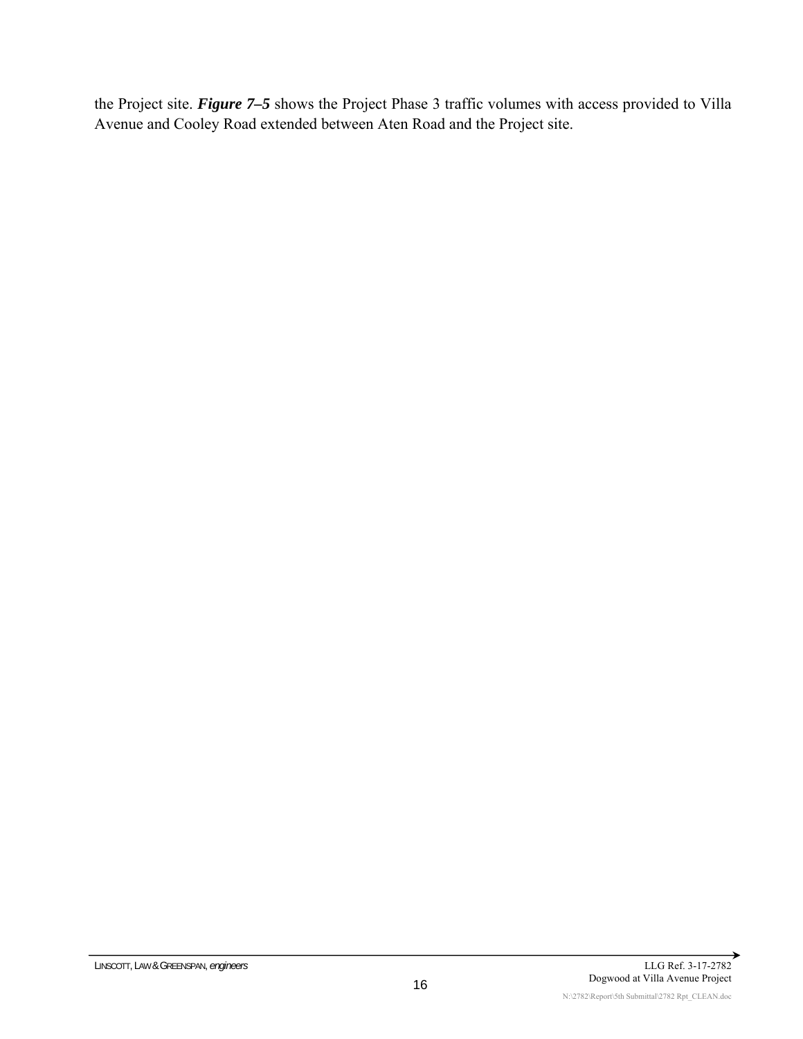the Project site. ***Figure 7–5*** shows the Project Phase 3 traffic volumes with access provided to Villa Avenue and Cooley Road extended between Aten Road and the Project site.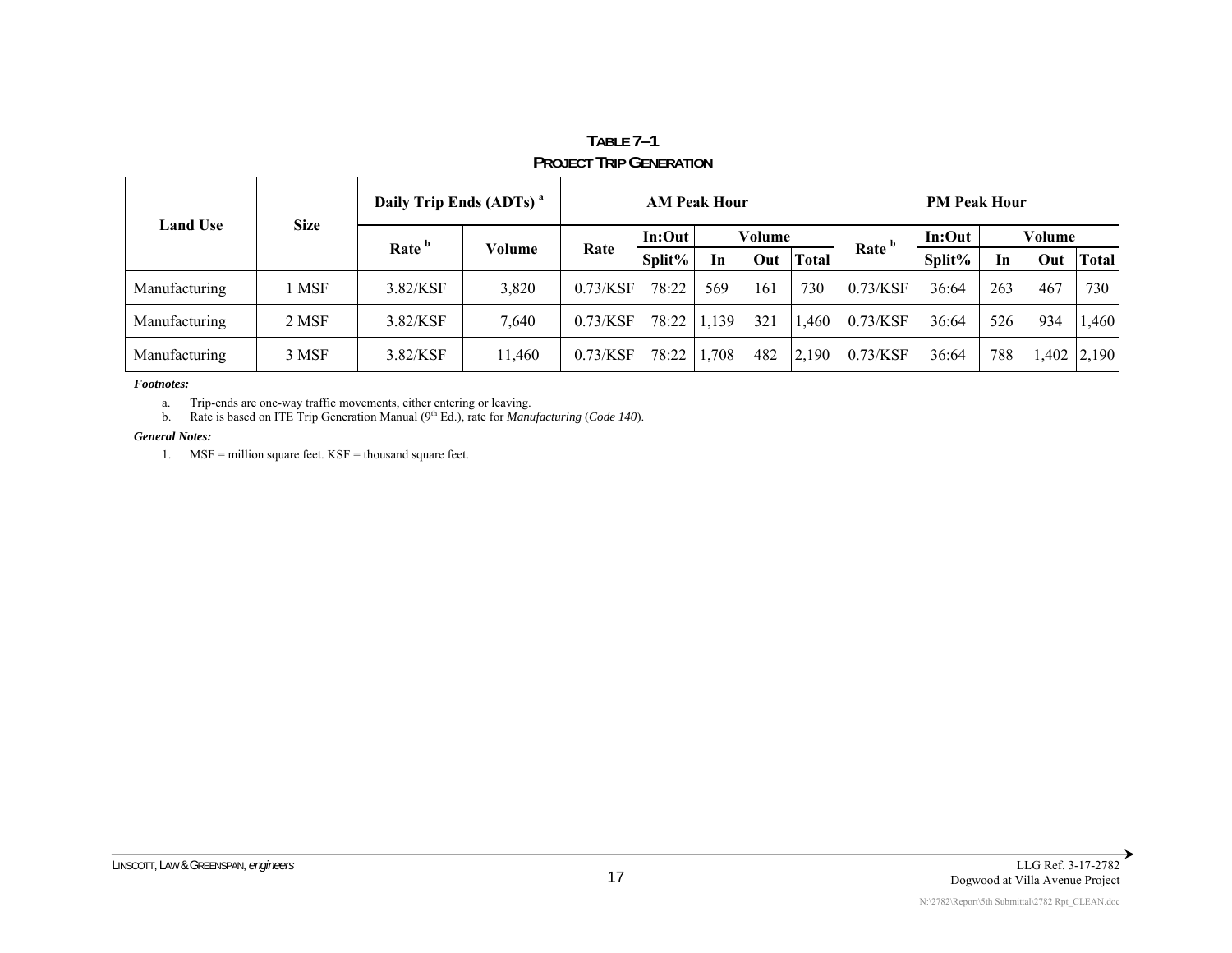**TABLE 7–1**
**PROJECT TRIP GENERATION**

| Land Use | Size | Daily Trip Ends (ADTs) [a] | | AM Peak Hour | | | | | PM Peak Hour | | | | |
|---|---|---|---|---|---|---|---|---|---|---|---|---|---|
| | | Rate [b] | Volume | Rate | In:Out | Volume | | | Rate [b] | In:Out | Volume | | |
| | | | | | Split% | In | Out | Total | | Split% | In | Out | Total |
| Manufacturing | 1 MSF | 3.82/KSF | 3,820 | 0.73/KSF | 78:22 | 569 | 161 | 730 | 0.73/KSF | 36:64 | 263 | 467 | 730 |
| Manufacturing | 2 MSF | 3.82/KSF | 7,640 | 0.73/KSF | 78:22 | 1,139 | 321 | 1,460 | 0.73/KSF | 36:64 | 526 | 934 | 1,460 |
| Manufacturing | 3 MSF | 3.82/KSF | 11,460 | 0.73/KSF | 78:22 | 1,708 | 482 | 2,190 | 0.73/KSF | 36:64 | 788 | 1,402 | 2,190 |

***Footnotes:***

a. Trip-ends are one-way traffic movements, either entering or leaving.
b. Rate is based on ITE Trip Generation Manual (9th Ed.), rate for *Manufacturing* (*Code 140*).

***General Notes:***

1. MSF = million square feet. KSF = thousand square feet.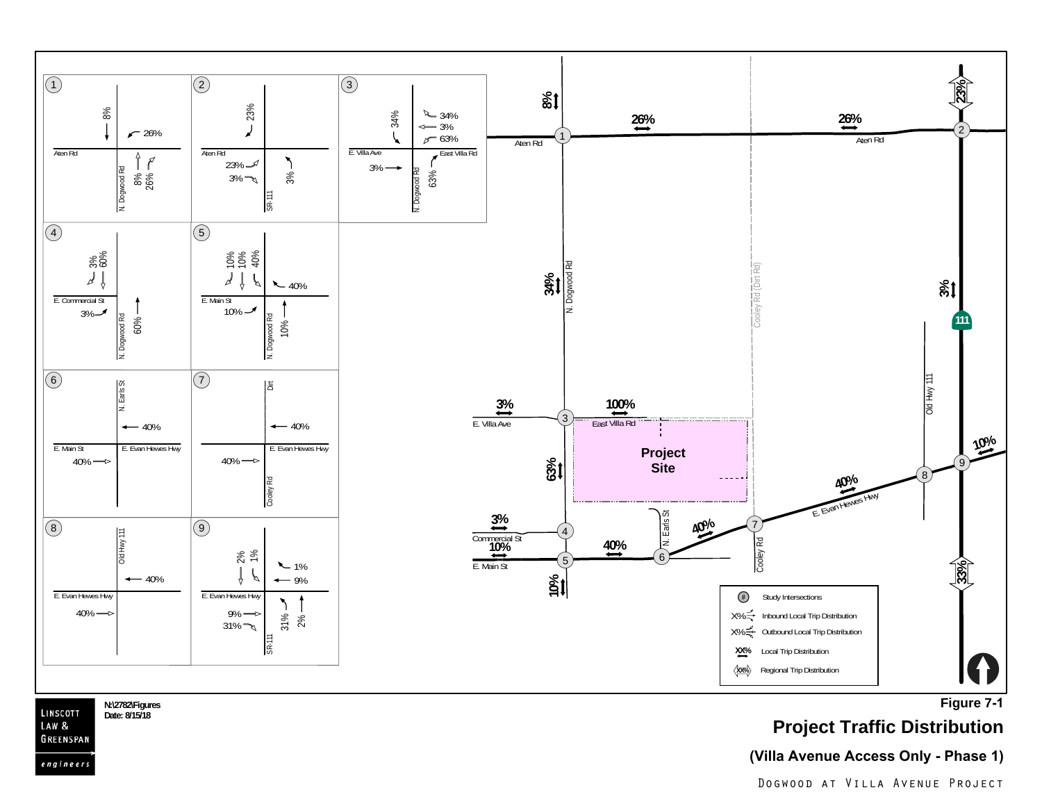# Figure 7-1

## Project Traffic Distribution

### (Villa Avenue Access Only - Phase 1)

DOGWOOD AT VILLA AVENUE PROJECT

N:\2782\Figures
Date: 8/15/18

LINSCOTT LAW & GREENSPAN engineers

**Intersection 1** (Aten Rd / N. Dogwood Rd): 8% southbound; 26% westbound left; northbound 8% through, 26% right.

**Intersection 2** (Aten Rd / SR-111): 23% southbound; eastbound 23%, 3%; 3% northbound.

**Intersection 3** (E. Villa Ave / East Villa Rd / N. Dogwood Rd): 34% southbound; westbound 34%, 3%, 63%; 3% eastbound; 63% northbound.

**Intersection 4** (E. Commercial St / N. Dogwood Rd): southbound 3%, 60%; 3% eastbound; 60% northbound.

**Intersection 5** (E. Main St / N. Dogwood Rd): southbound 10%, 10%, 40%; 40% westbound; 10% eastbound; 10% northbound.

**Intersection 6** (E. Main St / E. Evan Hewes Hwy / N. Earls St): 40% westbound; 40% eastbound.

**Intersection 7** (E. Evan Hewes Hwy / Cooley Rd / Dirt): 40% westbound; 40% eastbound.

**Intersection 8** (E. Evan Hewes Hwy / Old Hwy 111): 40% westbound; 40% eastbound.

**Intersection 9** (E. Evan Hewes Hwy / SR-111): southbound 2%, 1%; westbound 1%, 9%; eastbound 9%, 31%; northbound 31%, 2%.

Map labels: Aten Rd; N. Dogwood Rd; Cooley Rd (Dirt Rd); SR-111; Old Hwy 111; E. Villa Ave; East Villa Rd; Commercial St; E. Main St; N. Earls St; E. Evan Hewes Hwy; Cooley Rd; Project Site.

Map distribution percentages: 8%; 26%; 26%; 23%; 34%; 3%; 3%; 100%; 63%; 3%; 10%; 40%; 40%; 40%; 10%; 10%; 33%.

Legend:
- # Study Intersections
- X% Inbound Local Trip Distribution
- X% Outbound Local Trip Distribution
- XX% Local Trip Distribution
- XX% Regional Trip Distribution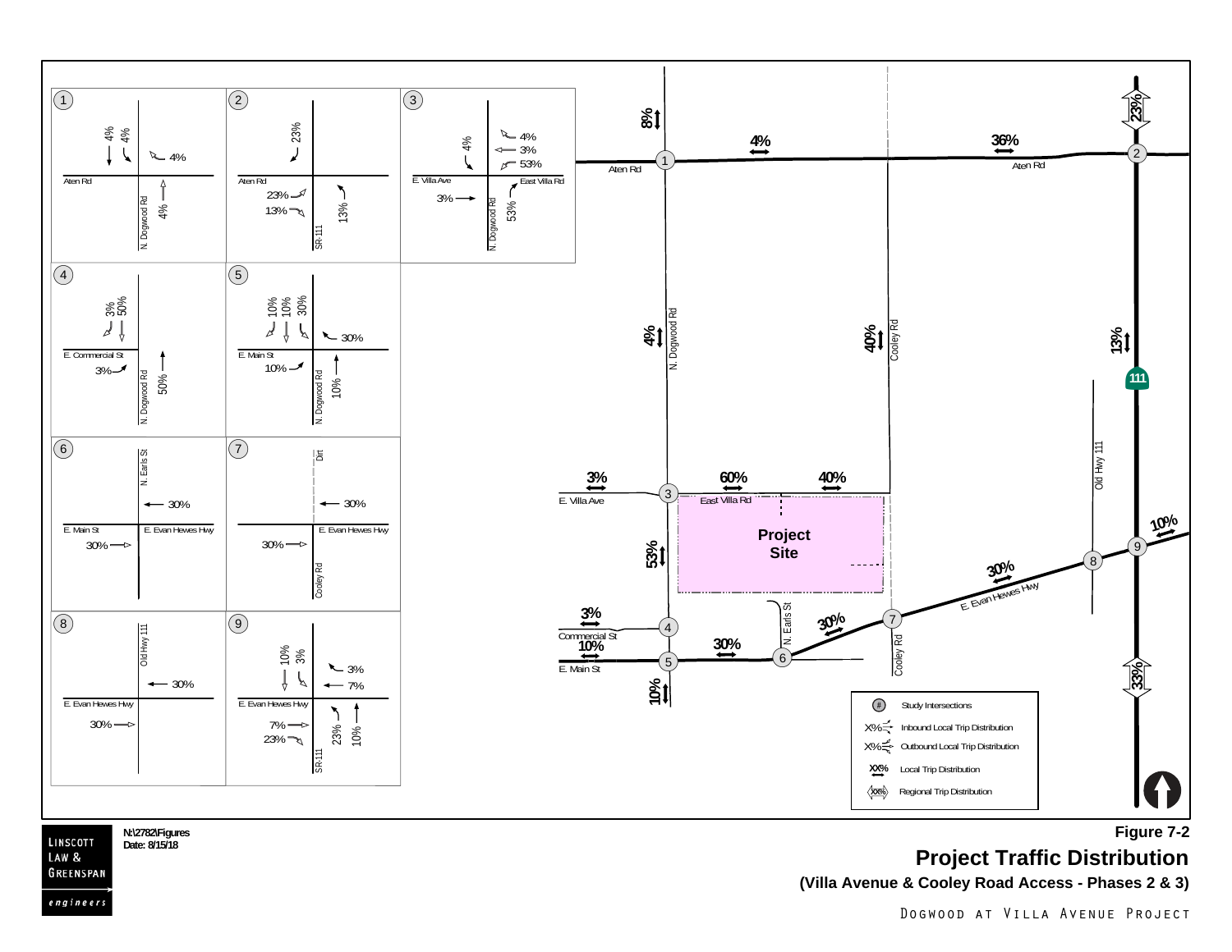**Figure 7-2**

**Project Traffic Distribution**

**(Villa Avenue & Cooley Road Access - Phases 2 & 3)**

Dogwood at Villa Avenue Project

N:\2782\Figures
Date: 8/15/18

Linscott Law & Greenspan engineers

| # | Intersection | Movements |
|---|---|---|
| 1 | Aten Rd / N. Dogwood Rd | SB: 4%, 4%; WB: 4%; NB: 4% |
| 2 | Aten Rd / SR-111 | SB: 23%; EB: 23%, 13%; NB: 13% |
| 3 | E. Villa Ave / East Villa Rd / N. Dogwood Rd | SB: 4%; WB: 4%, 3%, 53%; EB: 3%; NB: 53% |
| 4 | E. Commercial St / N. Dogwood Rd | SB: 3%, 50%; EB: 3%; NB: 50% |
| 5 | E. Main St / N. Dogwood Rd | SB: 10%, 10%, 30%; WB: 30%; EB: 10%; NB: 10% |
| 6 | E. Main St / E. Evan Hewes Hwy / N. Earls St | WB: 30%; EB: 30% |
| 7 | E. Evan Hewes Hwy / Cooley Rd / Dirt | WB: 30%; EB: 30% |
| 8 | E. Evan Hewes Hwy / Old Hwy 111 | WB: 30%; EB: 30% |
| 9 | E. Evan Hewes Hwy / SR-111 | SB: 10%, 3%; WB: 3%, 7%; EB: 7%, 23%; NB: 23%, 10% |

Map labels: Aten Rd; N. Dogwood Rd; Cooley Rd; Old Hwy 111; 111; E. Villa Ave; East Villa Rd; Commercial St; E. Main St; N. Earls St; E. Evan Hewes Hwy; Project Site.

Map distributions: 8%, 4%, 36%, 23%, 4%, 40%, 13%, 3%, 60%, 40%, 53%, 3%, 10%, 30%, 30%, 30%, 10%, 10%, 33%.

Legend:
- (#) Study Intersections
- X% Inbound Local Trip Distribution
- X% Outbound Local Trip Distribution
- XX% Local Trip Distribution
- XX% Regional Trip Distribution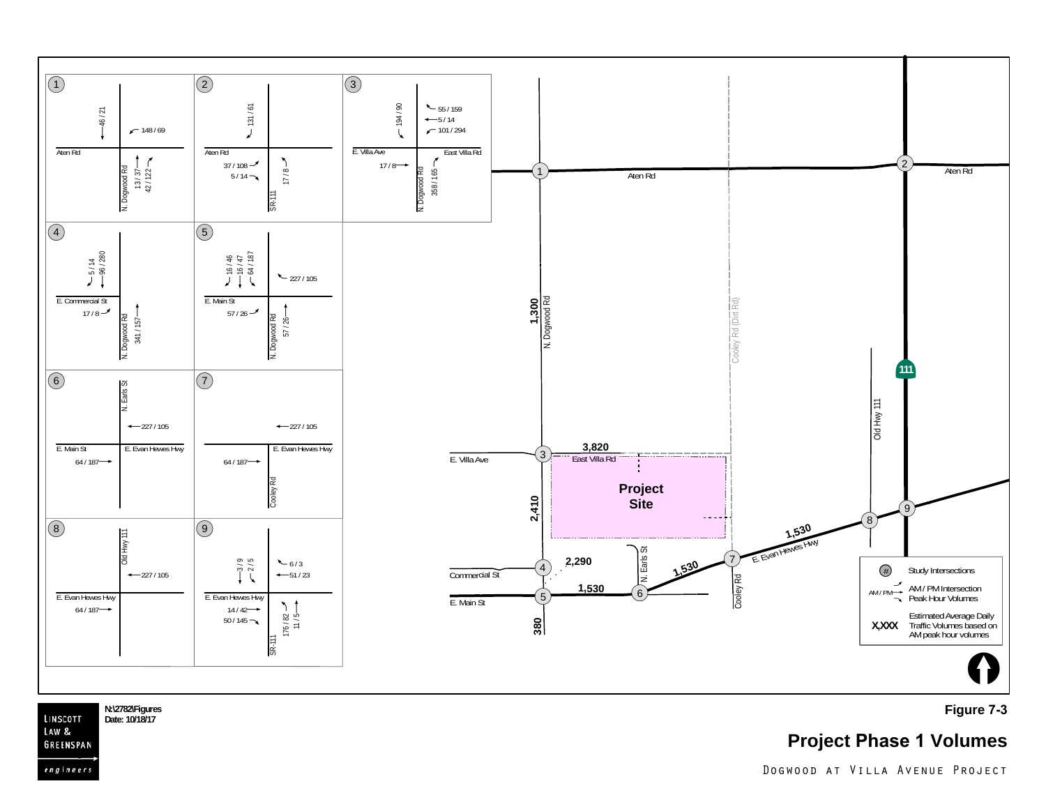**Figure 7-3**

**Project Phase 1 Volumes**

DOGWOOD AT VILLA AVENUE PROJECT

N:\2782\Figures
Date: 10/18/17

LINSCOTT LAW & GREENSPAN engineers

| # | Intersection | Movements (AM / PM) |
| --- | --- | --- |
| 1 | Aten Rd / N. Dogwood Rd | 46 / 21; 148 / 69; 13 / 37; 42 / 122 |
| 2 | Aten Rd / SR-111 | 131 / 61; 37 / 108; 5 / 14; 17 / 8 |
| 3 | E. Villa Ave / East Villa Rd / N. Dogwood Rd | 194 / 90; 55 / 159; 5 / 14; 101 / 294; 17 / 8; 358 / 165 |
| 4 | E. Commercial St / N. Dogwood Rd | 5 / 14; 96 / 280; 17 / 8; 341 / 157 |
| 5 | E. Main St / N. Dogwood Rd | 16 / 46; 16 / 47; 64 / 187; 227 / 105; 57 / 26; 57 / 26 |
| 6 | E. Main St / E. Evan Hewes Hwy / N. Earls St | 227 / 105; 64 / 187 |
| 7 | E. Evan Hewes Hwy / Cooley Rd | 227 / 105; 64 / 187 |
| 8 | E. Evan Hewes Hwy / Old Hwy 111 | 227 / 105; 64 / 187 |
| 9 | E. Evan Hewes Hwy / SR-111 | 3 / 9; 2 / 5; 6 / 3; 51 / 23; 14 / 42; 50 / 145; 176 / 82; 11 / 5 |

Estimated Average Daily Traffic Volumes (based on AM peak hour volumes):

- N. Dogwood Rd (between Aten Rd and East Villa Rd): 1,300
- East Villa Rd: 3,820
- N. Dogwood Rd (between East Villa Rd and Commercial St): 2,410
- N. Dogwood Rd (between Commercial St and E. Main St): 2,290
- E. Main St: 1,530
- N. Dogwood Rd (south of E. Main St): 380
- E. Evan Hewes Hwy (between N. Earls St and Cooley Rd): 1,530
- E. Evan Hewes Hwy (between Cooley Rd and Old Hwy 111): 1,530

Legend:
- (#) Study Intersections
- AM / PM Intersection Peak Hour Volumes
- X,XXX Estimated Average Daily Traffic Volumes based on AM peak hour volumes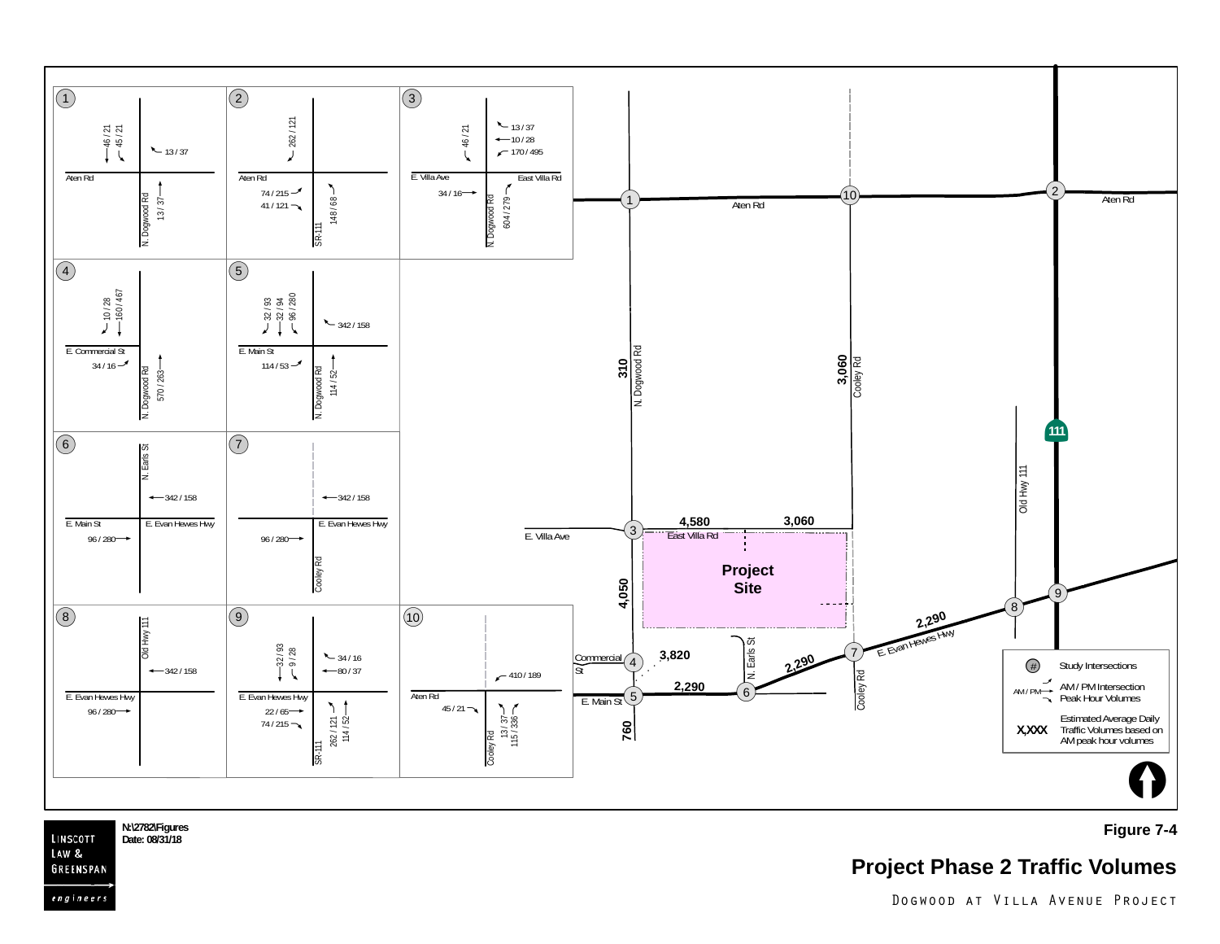# Figure 7-4

## Project Phase 2 Traffic Volumes

DOGWOOD AT VILLA AVENUE PROJECT

N:\2782\Figures
Date: 08/31/18

LINSCOTT LAW & GREENSPAN engineers

**Intersection turning movement volumes (AM / PM Peak Hour Volumes):**

1. N. Dogwood Rd / Aten Rd: 46 / 21; 45 / 21; 13 / 37; 13 / 37
2. SR-111 / Aten Rd: 262 / 121; 74 / 215; 41 / 121; 148 / 68
3. N. Dogwood Rd / E. Villa Ave / East Villa Rd: 46 / 21; 13 / 37; 10 / 28; 170 / 495; 34 / 16; 604 / 279
4. N. Dogwood Rd / E. Commercial St: 10 / 28; 160 / 467; 34 / 16; 570 / 263
5. N. Dogwood Rd / E. Main St: 32 / 93; 32 / 94; 96 / 280; 342 / 158; 114 / 53; 114 / 52
6. N. Earls St / E. Main St / E. Evan Hewes Hwy: 342 / 158; 96 / 280
7. Cooley Rd / E. Evan Hewes Hwy: 342 / 158; 96 / 280
8. Old Hwy 111 / E. Evan Hewes Hwy: 342 / 158; 96 / 280
9. SR-111 / E. Evan Hewes Hwy: 32 / 93; 9 / 28; 34 / 16; 80 / 37; 22 / 65; 74 / 215; 262 / 121; 114 / 52
10. Cooley Rd / Aten Rd: 410 / 189; 45 / 21; 13 / 37; 115 / 336

**Estimated Average Daily Traffic Volumes based on AM peak hour volumes:**

- N. Dogwood Rd (north of East Villa Rd): 310
- Cooley Rd: 3,060
- East Villa Rd: 4,580; 3,060
- N. Dogwood Rd (south of East Villa Rd): 4,050
- Commercial St: 3,820
- E. Main St: 2,290
- N. Dogwood Rd (south of E. Main St): 760
- E. Evan Hewes Hwy: 2,290; 2,290

**Legend:**

- (#) Study Intersections
- AM / PM Intersection Peak Hour Volumes
- X,XXX Estimated Average Daily Traffic Volumes based on AM peak hour volumes

Labels: Aten Rd, N. Dogwood Rd, Cooley Rd, Old Hwy 111, 111, E. Villa Ave, East Villa Rd, Project Site, Commercial St, E. Main St, N. Earls St, E. Evan Hewes Hwy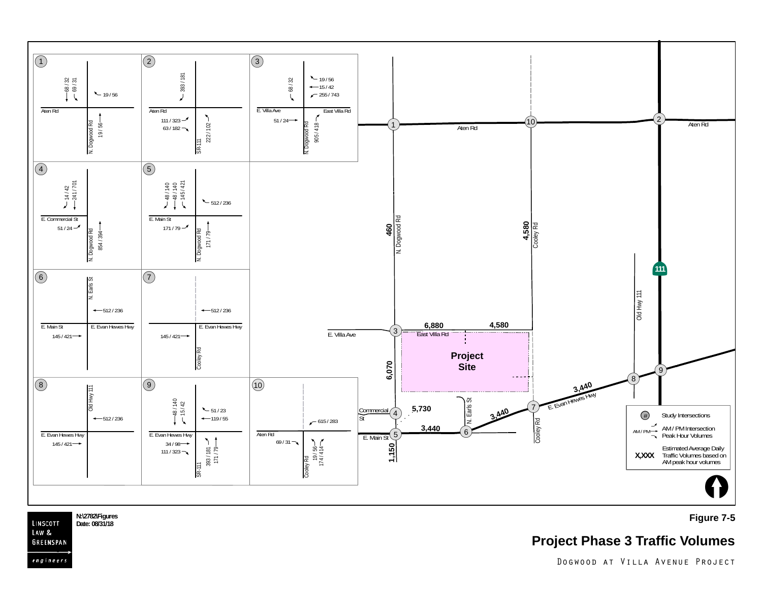**Figure 7-5**

# Project Phase 3 Traffic Volumes

Dogwood at Villa Avenue Project

N:\2782\Figures
Date: 08/31/18

LINSCOTT LAW & GREENSPAN engineers

**Intersection Volumes (AM / PM Peak Hour)**

1. Aten Rd / N. Dogwood Rd: 68 / 32; 69 / 31; 19 / 56; 19 / 56
2. Aten Rd / SR-111: 393 / 181; 111 / 323; 63 / 182; 222 / 102
3. E. Villa Ave / East Villa Rd / N. Dogwood Rd: 68 / 32; 19 / 56; 15 / 42; 255 / 743; 51 / 24; 905 / 418
4. E. Commercial St / N. Dogwood Rd: 14 / 42; 241 / 701; 51 / 24; 854 / 394
5. E. Main St / N. Dogwood Rd: 48 / 140; 48 / 140; 145 / 421; 512 / 236; 171 / 79; 171 / 79
6. E. Main St / E. Evan Hewes Hwy / N. Earls St: 512 / 236; 145 / 421
7. E. Evan Hewes Hwy / Cooley Rd: 512 / 236; 145 / 421
8. E. Evan Hewes Hwy / Old Hwy 111: 512 / 236; 145 / 421
9. E. Evan Hewes Hwy / SR-111: 48 / 140; 15 / 42; 51 / 23; 119 / 55; 34 / 98; 111 / 323; 393 / 181; 171 / 79
10. Aten Rd / Cooley Rd: 615 / 283; 69 / 31; 19 / 56; 174 / 414

**Estimated Average Daily Traffic Volumes**

- N. Dogwood Rd: 460; 6,070; 1,150
- Cooley Rd: 4,580
- East Villa Rd: 6,880; 4,580
- Commercial St: 5,730
- E. Main St: 3,440
- E. Evan Hewes Hwy: 3,440; 3,440

Project Site

**Legend**

- # Study Intersections
- AM / PM Intersection Peak Hour Volumes
- X,XXX Estimated Average Daily Traffic Volumes based on AM peak hour volumes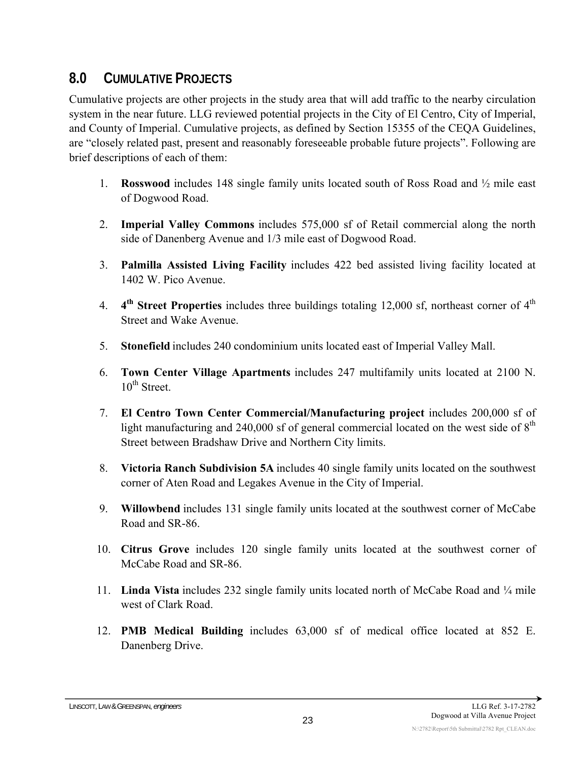## 8.0 CUMULATIVE PROJECTS

Cumulative projects are other projects in the study area that will add traffic to the nearby circulation system in the near future. LLG reviewed potential projects in the City of El Centro, City of Imperial, and County of Imperial. Cumulative projects, as defined by Section 15355 of the CEQA Guidelines, are "closely related past, present and reasonably foreseeable probable future projects". Following are brief descriptions of each of them:

1. **Rosswood** includes 148 single family units located south of Ross Road and ½ mile east of Dogwood Road.
2. **Imperial Valley Commons** includes 575,000 sf of Retail commercial along the north side of Danenberg Avenue and 1/3 mile east of Dogwood Road.
3. **Palmilla Assisted Living Facility** includes 422 bed assisted living facility located at 1402 W. Pico Avenue.
4. **4th Street Properties** includes three buildings totaling 12,000 sf, northeast corner of 4th Street and Wake Avenue.
5. **Stonefield** includes 240 condominium units located east of Imperial Valley Mall.
6. **Town Center Village Apartments** includes 247 multifamily units located at 2100 N. 10th Street.
7. **El Centro Town Center Commercial/Manufacturing project** includes 200,000 sf of light manufacturing and 240,000 sf of general commercial located on the west side of 8th Street between Bradshaw Drive and Northern City limits.
8. **Victoria Ranch Subdivision 5A** includes 40 single family units located on the southwest corner of Aten Road and Legakes Avenue in the City of Imperial.
9. **Willowbend** includes 131 single family units located at the southwest corner of McCabe Road and SR-86.
10. **Citrus Grove** includes 120 single family units located at the southwest corner of McCabe Road and SR-86.
11. **Linda Vista** includes 232 single family units located north of McCabe Road and ¼ mile west of Clark Road.
12. **PMB Medical Building** includes 63,000 sf of medical office located at 852 E. Danenberg Drive.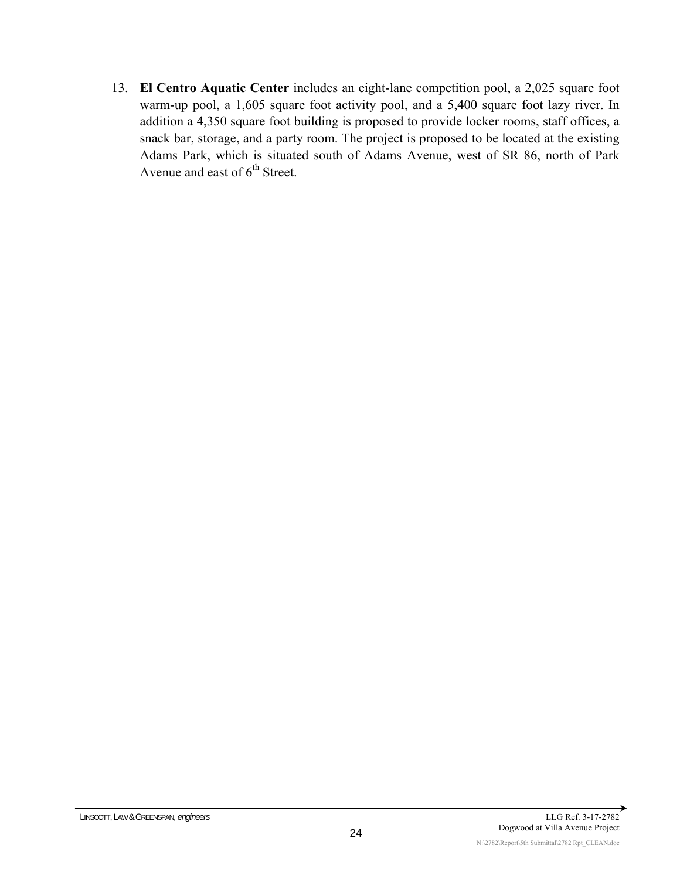13. **El Centro Aquatic Center** includes an eight-lane competition pool, a 2,025 square foot warm-up pool, a 1,605 square foot activity pool, and a 5,400 square foot lazy river. In addition a 4,350 square foot building is proposed to provide locker rooms, staff offices, a snack bar, storage, and a party room. The project is proposed to be located at the existing Adams Park, which is situated south of Adams Avenue, west of SR 86, north of Park Avenue and east of 6th Street.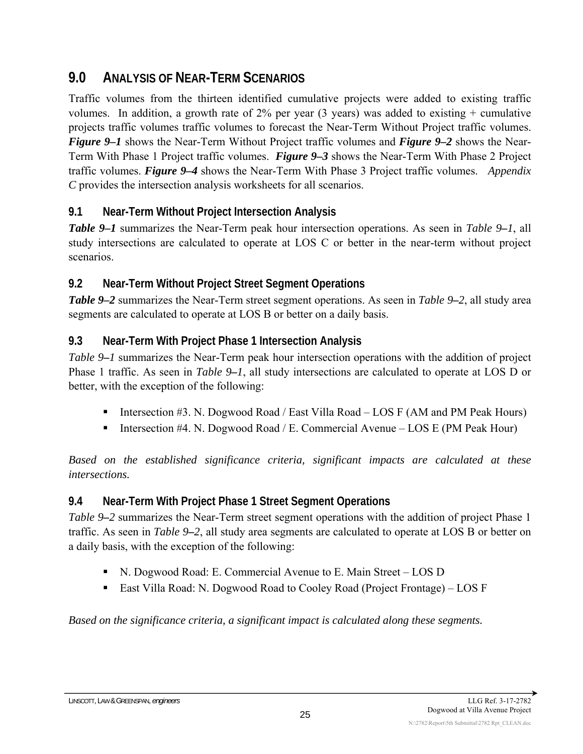## 9.0 ANALYSIS OF NEAR-TERM SCENARIOS

Traffic volumes from the thirteen identified cumulative projects were added to existing traffic volumes. In addition, a growth rate of 2% per year (3 years) was added to existing + cumulative projects traffic volumes traffic volumes to forecast the Near-Term Without Project traffic volumes. ***Figure 9–1*** shows the Near-Term Without Project traffic volumes and ***Figure 9–2*** shows the Near-Term With Phase 1 Project traffic volumes. ***Figure 9–3*** shows the Near-Term With Phase 2 Project traffic volumes. ***Figure 9–4*** shows the Near-Term With Phase 3 Project traffic volumes. *Appendix C* provides the intersection analysis worksheets for all scenarios.

### 9.1 Near-Term Without Project Intersection Analysis

***Table 9–1*** summarizes the Near-Term peak hour intersection operations. As seen in *Table 9–1*, all study intersections are calculated to operate at LOS C or better in the near-term without project scenarios.

### 9.2 Near-Term Without Project Street Segment Operations

***Table 9–2*** summarizes the Near-Term street segment operations. As seen in *Table 9–2*, all study area segments are calculated to operate at LOS B or better on a daily basis.

### 9.3 Near-Term With Project Phase 1 Intersection Analysis

*Table 9–1* summarizes the Near-Term peak hour intersection operations with the addition of project Phase 1 traffic. As seen in *Table 9–1*, all study intersections are calculated to operate at LOS D or better, with the exception of the following:

- Intersection #3. N. Dogwood Road / East Villa Road – LOS F (AM and PM Peak Hours)
- Intersection #4. N. Dogwood Road / E. Commercial Avenue – LOS E (PM Peak Hour)

*Based on the established significance criteria, significant impacts are calculated at these intersections.*

### 9.4 Near-Term With Project Phase 1 Street Segment Operations

*Table 9–2* summarizes the Near-Term street segment operations with the addition of project Phase 1 traffic. As seen in *Table 9–2*, all study area segments are calculated to operate at LOS B or better on a daily basis, with the exception of the following:

- N. Dogwood Road: E. Commercial Avenue to E. Main Street – LOS D
- East Villa Road: N. Dogwood Road to Cooley Road (Project Frontage) – LOS F

*Based on the significance criteria, a significant impact is calculated along these segments.*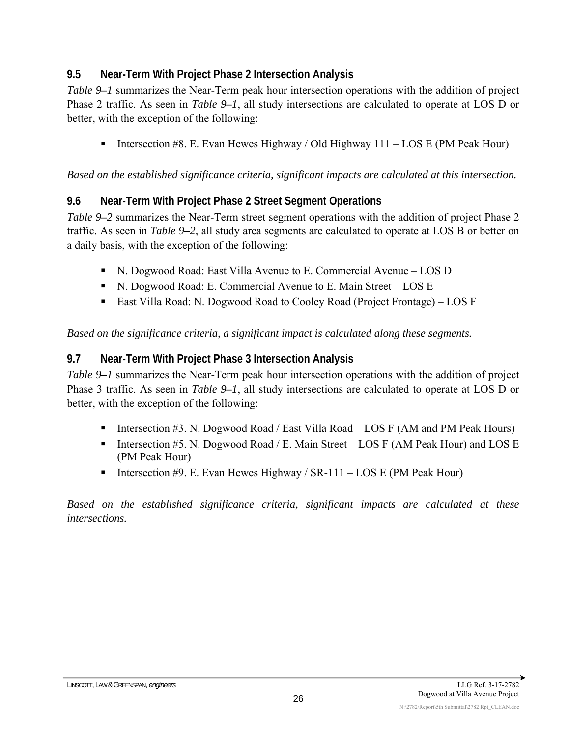### 9.5 Near-Term With Project Phase 2 Intersection Analysis

*Table 9–1* summarizes the Near-Term peak hour intersection operations with the addition of project Phase 2 traffic. As seen in *Table 9–1*, all study intersections are calculated to operate at LOS D or better, with the exception of the following:

- Intersection #8. E. Evan Hewes Highway / Old Highway 111 – LOS E (PM Peak Hour)

*Based on the established significance criteria, significant impacts are calculated at this intersection.*

### 9.6 Near-Term With Project Phase 2 Street Segment Operations

*Table 9–2* summarizes the Near-Term street segment operations with the addition of project Phase 2 traffic. As seen in *Table 9–2*, all study area segments are calculated to operate at LOS B or better on a daily basis, with the exception of the following:

- N. Dogwood Road: East Villa Avenue to E. Commercial Avenue – LOS D
- N. Dogwood Road: E. Commercial Avenue to E. Main Street – LOS E
- East Villa Road: N. Dogwood Road to Cooley Road (Project Frontage) – LOS F

*Based on the significance criteria, a significant impact is calculated along these segments.*

### 9.7 Near-Term With Project Phase 3 Intersection Analysis

*Table 9–1* summarizes the Near-Term peak hour intersection operations with the addition of project Phase 3 traffic. As seen in *Table 9–1*, all study intersections are calculated to operate at LOS D or better, with the exception of the following:

- Intersection #3. N. Dogwood Road / East Villa Road – LOS F (AM and PM Peak Hours)
- Intersection #5. N. Dogwood Road / E. Main Street – LOS F (AM Peak Hour) and LOS E (PM Peak Hour)
- Intersection #9. E. Evan Hewes Highway / SR-111 – LOS E (PM Peak Hour)

*Based on the established significance criteria, significant impacts are calculated at these intersections.*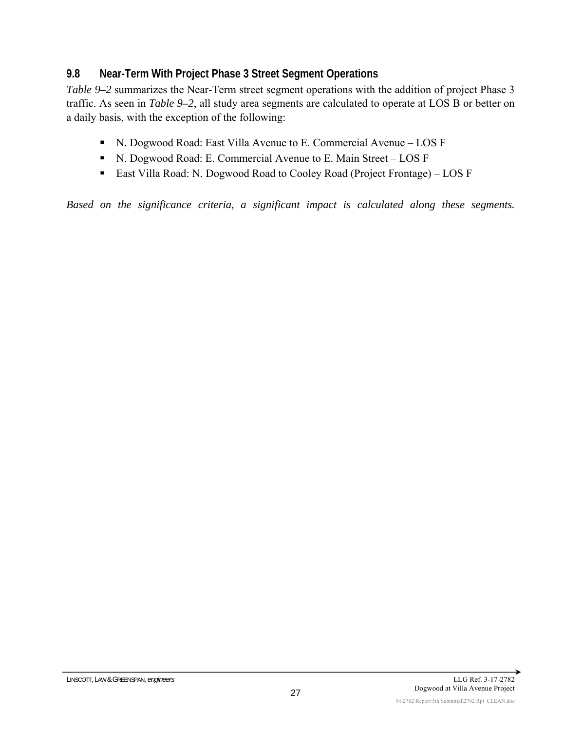### 9.8 Near-Term With Project Phase 3 Street Segment Operations

*Table 9–2* summarizes the Near-Term street segment operations with the addition of project Phase 3 traffic. As seen in *Table 9–2*, all study area segments are calculated to operate at LOS B or better on a daily basis, with the exception of the following:

- N. Dogwood Road: East Villa Avenue to E. Commercial Avenue – LOS F
- N. Dogwood Road: E. Commercial Avenue to E. Main Street – LOS F
- East Villa Road: N. Dogwood Road to Cooley Road (Project Frontage) – LOS F

*Based on the significance criteria, a significant impact is calculated along these segments.*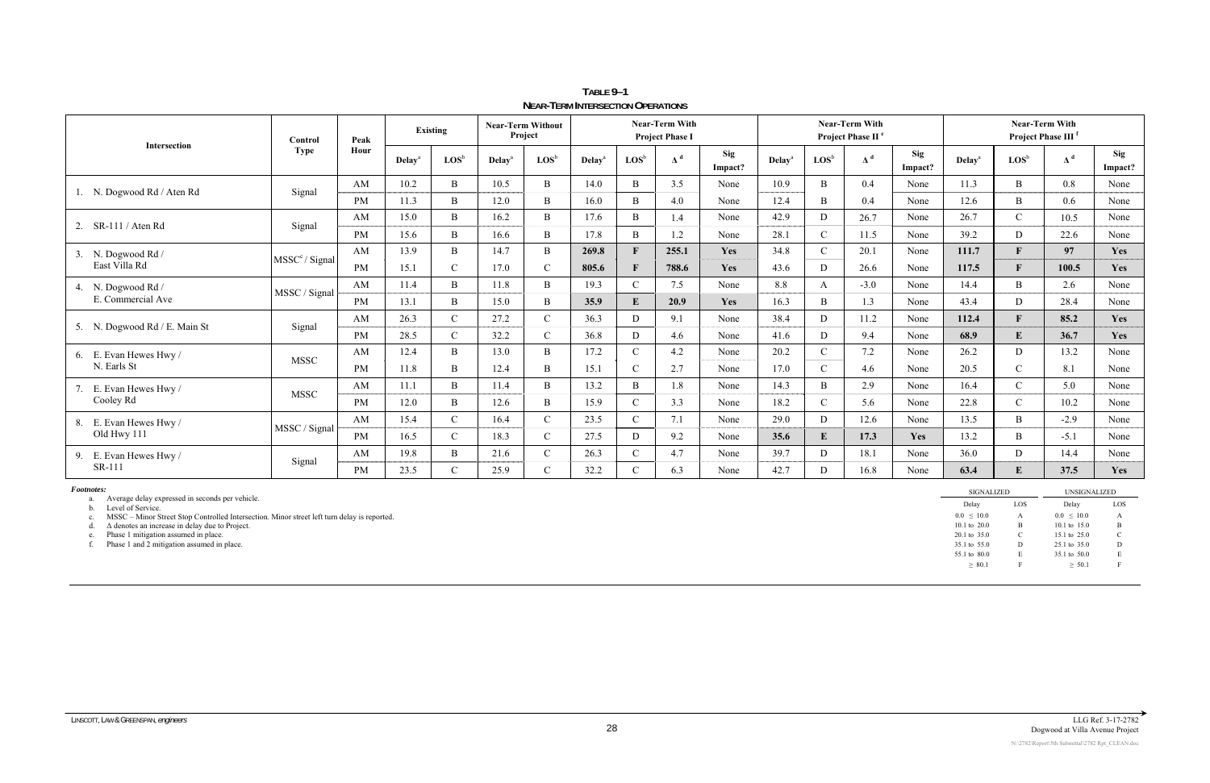**TABLE 9–1**
**NEAR-TERM INTERSECTION OPERATIONS**

| Intersection | Control Type | Peak Hour | Existing | | Near-Term Without Project | | Near-Term With Project Phase I | | | | Near-Term With Project Phase II[e] | | | | Near-Term With Project Phase III[f] | | | |
|---|---|---|---|---|---|---|---|---|---|---|---|---|---|---|---|---|---|---|
| | | | Delay[a] | LOS[b] | Delay[a] | LOS[b] | Delay[a] | LOS[b] | Δ[d] | Sig Impact? | Delay[a] | LOS[b] | Δ[d] | Sig Impact? | Delay[a] | LOS[b] | Δ[d] | Sig Impact? |
| 1. N. Dogwood Rd / Aten Rd | Signal | AM | 10.2 | B | 10.5 | B | 14.0 | B | 3.5 | None | 10.9 | B | 0.4 | None | 11.3 | B | 0.8 | None |
| | | PM | 11.3 | B | 12.0 | B | 16.0 | B | 4.0 | None | 12.4 | B | 0.4 | None | 12.6 | B | 0.6 | None |
| 2. SR-111 / Aten Rd | Signal | AM | 15.0 | B | 16.2 | B | 17.6 | B | 1.4 | None | 42.9 | D | 26.7 | None | 26.7 | C | 10.5 | None |
| | | PM | 15.6 | B | 16.6 | B | 17.8 | B | 1.2 | None | 28.1 | C | 11.5 | None | 39.2 | D | 22.6 | None |
| 3. N. Dogwood Rd / East Villa Rd | MSSC[c] / Signal | AM | 13.9 | B | 14.7 | B | **269.8** | **F** | **255.1** | **Yes** | 34.8 | C | 20.1 | None | **111.7** | **F** | **97** | **Yes** |
| | | PM | 15.1 | C | 17.0 | C | **805.6** | **F** | **788.6** | **Yes** | 43.6 | D | 26.6 | None | **117.5** | **F** | **100.5** | **Yes** |
| 4. N. Dogwood Rd / E. Commercial Ave | MSSC / Signal | AM | 11.4 | B | 11.8 | B | 19.3 | C | 7.5 | None | 8.8 | A | -3.0 | None | 14.4 | B | 2.6 | None |
| | | PM | 13.1 | B | 15.0 | B | **35.9** | **E** | **20.9** | **Yes** | 16.3 | B | 1.3 | None | 43.4 | D | 28.4 | None |
| 5. N. Dogwood Rd / E. Main St | Signal | AM | 26.3 | C | 27.2 | C | 36.3 | D | 9.1 | None | 38.4 | D | 11.2 | None | **112.4** | **F** | **85.2** | **Yes** |
| | | PM | 28.5 | C | 32.2 | C | 36.8 | D | 4.6 | None | 41.6 | D | 9.4 | None | **68.9** | **E** | **36.7** | **Yes** |
| 6. E. Evan Hewes Hwy / N. Earls St | MSSC | AM | 12.4 | B | 13.0 | B | 17.2 | C | 4.2 | None | 20.2 | C | 7.2 | None | 26.2 | D | 13.2 | None |
| | | PM | 11.8 | B | 12.4 | B | 15.1 | C | 2.7 | None | 17.0 | C | 4.6 | None | 20.5 | C | 8.1 | None |
| 7. E. Evan Hewes Hwy / Cooley Rd | MSSC | AM | 11.1 | B | 11.4 | B | 13.2 | B | 1.8 | None | 14.3 | B | 2.9 | None | 16.4 | C | 5.0 | None |
| | | PM | 12.0 | B | 12.6 | B | 15.9 | C | 3.3 | None | 18.2 | C | 5.6 | None | 22.8 | C | 10.2 | None |
| 8. E. Evan Hewes Hwy / Old Hwy 111 | MSSC / Signal | AM | 15.4 | C | 16.4 | C | 23.5 | C | 7.1 | None | 29.0 | D | 12.6 | None | 13.5 | B | -2.9 | None |
| | | PM | 16.5 | C | 18.3 | C | 27.5 | D | 9.2 | None | **35.6** | **E** | **17.3** | **Yes** | 13.2 | B | -5.1 | None |
| 9. E. Evan Hewes Hwy / SR-111 | Signal | AM | 19.8 | B | 21.6 | C | 26.3 | C | 4.7 | None | 39.7 | D | 18.1 | None | 36.0 | D | 14.4 | None |
| | | PM | 23.5 | C | 25.9 | C | 32.2 | C | 6.3 | None | 42.7 | D | 16.8 | None | **63.4** | **E** | **37.5** | **Yes** |

***Footnotes:***

a. Average delay expressed in seconds per vehicle.
b. Level of Service.
c. MSSC – Minor Street Stop Controlled Intersection. Minor street left turn delay is reported.
d. Δ denotes an increase in delay due to Project.
e. Phase 1 mitigation assumed in place.
f. Phase 1 and 2 mitigation assumed in place.

| SIGNALIZED | | UNSIGNALIZED | |
|---|---|---|---|
| Delay | LOS | Delay | LOS |
| 0.0 ≤ 10.0 | A | 0.0 ≤ 10.0 | A |
| 10.1 to 20.0 | B | 10.1 to 15.0 | B |
| 20.1 to 35.0 | C | 15.1 to 25.0 | C |
| 35.1 to 55.0 | D | 25.1 to 35.0 | D |
| 55.1 to 80.0 | E | 35.1 to 50.0 | E |
| ≥ 80.1 | F | ≥ 50.1 | F |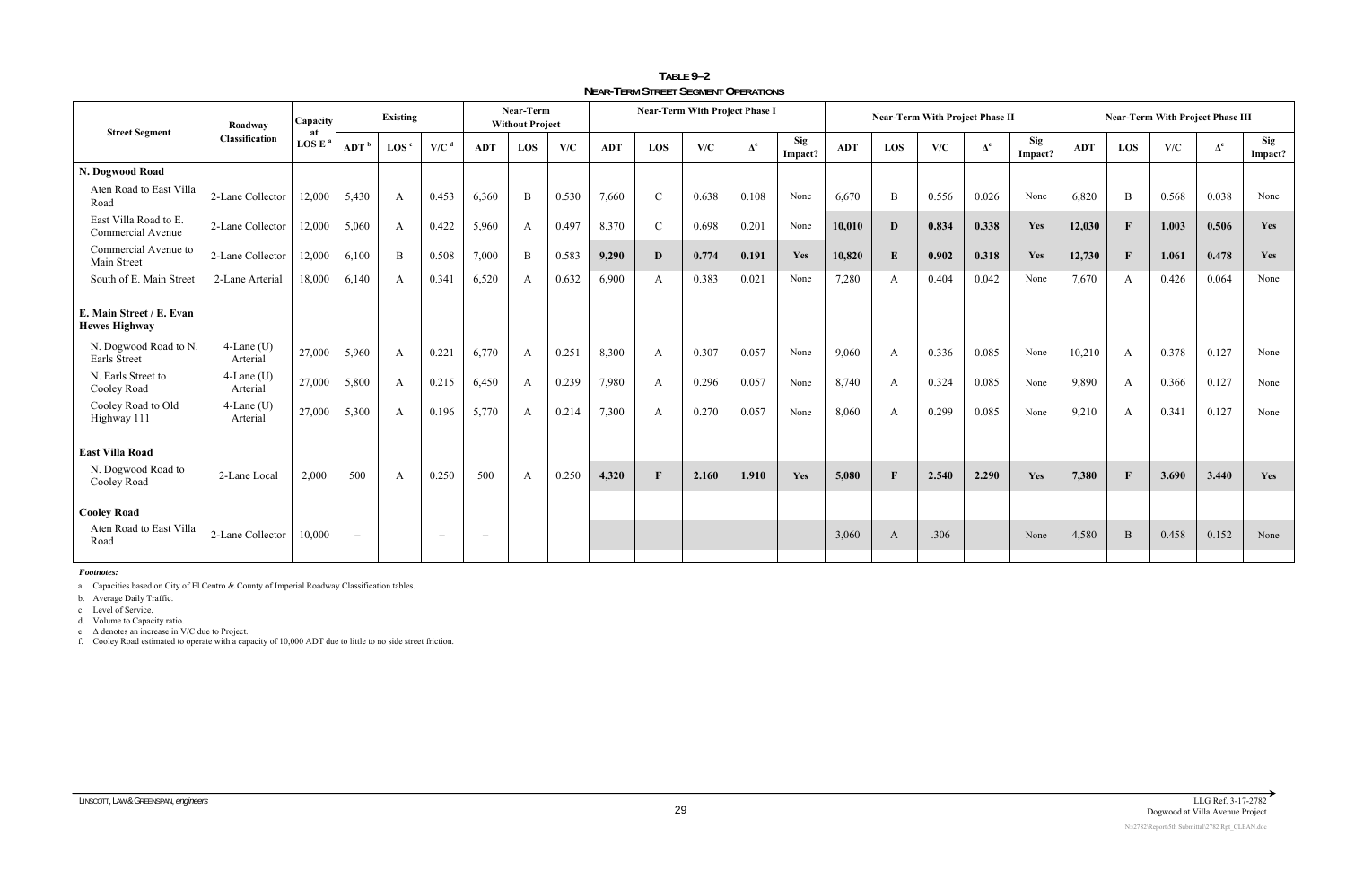**TABLE 9–2**
**NEAR-TERM STREET SEGMENT OPERATIONS**

| Street Segment | Roadway Classification | Capacity at LOS E [a] | Existing | | | Near-Term Without Project | | | Near-Term With Project Phase I | | | | | Near-Term With Project Phase II | | | | | Near-Term With Project Phase III | | | | |
|---|---|---|---|---|---|---|---|---|---|---|---|---|---|---|---|---|---|---|---|---|---|---|---|
| | | | ADT [b] | LOS [c] | V/C [d] | ADT | LOS | V/C | ADT | LOS | V/C | Δ[e] | Sig Impact? | ADT | LOS | V/C | Δ[e] | Sig Impact? | ADT | LOS | V/C | Δ[e] | Sig Impact? |
| **N. Dogwood Road** | | | | | | | | | | | | | | | | | | | | | | | |
| Aten Road to East Villa Road | 2-Lane Collector | 12,000 | 5,430 | A | 0.453 | 6,360 | B | 0.530 | 7,660 | C | 0.638 | 0.108 | None | 6,670 | B | 0.556 | 0.026 | None | 6,820 | B | 0.568 | 0.038 | None |
| East Villa Road to E. Commercial Avenue | 2-Lane Collector | 12,000 | 5,060 | A | 0.422 | 5,960 | A | 0.497 | 8,370 | C | 0.698 | 0.201 | None | **10,010** | **D** | **0.834** | **0.338** | **Yes** | **12,030** | **F** | **1.003** | **0.506** | **Yes** |
| Commercial Avenue to Main Street | 2-Lane Collector | 12,000 | 6,100 | B | 0.508 | 7,000 | B | 0.583 | **9,290** | **D** | **0.774** | **0.191** | **Yes** | **10,820** | **E** | **0.902** | **0.318** | **Yes** | **12,730** | **F** | **1.061** | **0.478** | **Yes** |
| South of E. Main Street | 2-Lane Arterial | 18,000 | 6,140 | A | 0.341 | 6,520 | A | 0.632 | 6,900 | A | 0.383 | 0.021 | None | 7,280 | A | 0.404 | 0.042 | None | 7,670 | A | 0.426 | 0.064 | None |
| **E. Main Street / E. Evan Hewes Highway** | | | | | | | | | | | | | | | | | | | | | | | |
| N. Dogwood Road to N. Earls Street | 4-Lane (U) Arterial | 27,000 | 5,960 | A | 0.221 | 6,770 | A | 0.251 | 8,300 | A | 0.307 | 0.057 | None | 9,060 | A | 0.336 | 0.085 | None | 10,210 | A | 0.378 | 0.127 | None |
| N. Earls Street to Cooley Road | 4-Lane (U) Arterial | 27,000 | 5,800 | A | 0.215 | 6,450 | A | 0.239 | 7,980 | A | 0.296 | 0.057 | None | 8,740 | A | 0.324 | 0.085 | None | 9,890 | A | 0.366 | 0.127 | None |
| Cooley Road to Old Highway 111 | 4-Lane (U) Arterial | 27,000 | 5,300 | A | 0.196 | 5,770 | A | 0.214 | 7,300 | A | 0.270 | 0.057 | None | 8,060 | A | 0.299 | 0.085 | None | 9,210 | A | 0.341 | 0.127 | None |
| **East Villa Road** | | | | | | | | | | | | | | | | | | | | | | | |
| N. Dogwood Road to Cooley Road | 2-Lane Local | 2,000 | 500 | A | 0.250 | 500 | A | 0.250 | **4,320** | **F** | **2.160** | **1.910** | **Yes** | **5,080** | **F** | **2.540** | **2.290** | **Yes** | **7,380** | **F** | **3.690** | **3.440** | **Yes** |
| **Cooley Road** | | | | | | | | | | | | | | | | | | | | | | | |
| Aten Road to East Villa Road | 2-Lane Collector | 10,000 | – | – | – | – | – | – | – | – | – | – | – | 3,060 | A | .306 | – | None | 4,580 | B | 0.458 | 0.152 | None |

***Footnotes:***

a. Capacities based on City of El Centro & County of Imperial Roadway Classification tables.
b. Average Daily Traffic.
c. Level of Service.
d. Volume to Capacity ratio.
e. Δ denotes an increase in V/C due to Project.
f. Cooley Road estimated to operate with a capacity of 10,000 ADT due to little to no side street friction.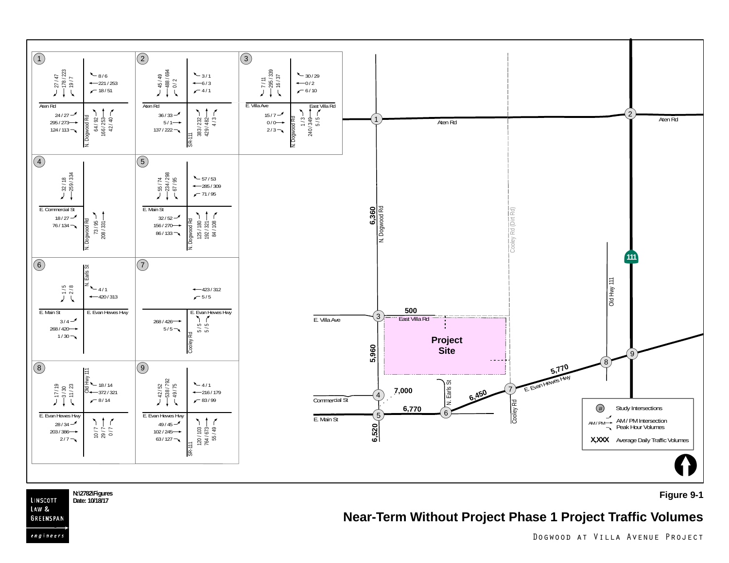**Figure 9-1**

# Near-Term Without Project Phase 1 Project Traffic Volumes

Dogwood at Villa Avenue Project

| Intersection | Location | Movement | AM / PM |
|---|---|---|---|
| 1 | N. Dogwood Rd / Aten Rd | SB Right | 27 / 47 |
| | | SB Through | 178 / 223 |
| | | SB Left | 19 / 7 |
| | | WB Right | 8 / 6 |
| | | WB Through | 221 / 253 |
| | | WB Left | 18 / 51 |
| | | EB Left | 24 / 27 |
| | | EB Through | 295 / 273 |
| | | EB Right | 124 / 113 |
| | | NB Left | 64 / 92 |
| | | NB Through | 166 / 253 |
| | | NB Right | 42 / 40 |
| 2 | SR-111 / Aten Rd | SB Right | 45 / 49 |
| | | SB Through | 488 / 694 |
| | | SB Left | 0 / 2 |
| | | WB Right | 3 / 1 |
| | | WB Through | 6 / 3 |
| | | WB Left | 4 / 1 |
| | | EB Left | 36 / 33 |
| | | EB Through | 5 / 1 |
| | | EB Right | 137 / 222 |
| | | NB Left | 383 / 232 |
| | | NB Through | 429 / 482 |
| | | NB Right | 4 / 3 |
| 3 | N. Dogwood Rd / E. Villa Ave – East Villa Rd | SB Right | 7 / 11 |
| | | SB Through | 295 / 339 |
| | | SB Left | 16 / 37 |
| | | WB Right | 30 / 29 |
| | | WB Through | 0 / 2 |
| | | WB Left | 6 / 10 |
| | | EB Left | 15 / 7 |
| | | EB Through | 0 / 0 |
| | | EB Right | 2 / 3 |
| | | NB Left | 1 / 3 |
| | | NB Through | 240 / 349 |
| | | NB Right | 5 / 5 |
| 4 | N. Dogwood Rd / E. Commercial St | SB Right | 32 / 18 |
| | | SB Through | 259 / 334 |
| | | EB Left | 18 / 27 |
| | | EB Right | 76 / 134 |
| | | NB Left | 73 / 95 |
| | | NB Through | 208 / 331 |
| 5 | N. Dogwood Rd / E. Main St | SB Right | 55 / 74 |
| | | SB Through | 234 / 298 |
| | | SB Left | 67 / 95 |
| | | WB Right | 57 / 53 |
| | | WB Through | 285 / 309 |
| | | WB Left | 71 / 95 |
| | | EB Left | 32 / 52 |
| | | EB Through | 156 / 270 |
| | | EB Right | 86 / 133 |
| | | NB Left | 125 / 180 |
| | | NB Through | 192 / 321 |
| | | NB Right | 84 / 108 |
| 6 | N. Earls St / E. Main St – E. Evan Hewes Hwy | SB Right | 1 / 5 |
| | | SB Left | 2 / 8 |
| | | WB Right | 4 / 1 |
| | | WB Through | 420 / 313 |
| | | EB Left | 3 / 4 |
| | | EB Through | 268 / 420 |
| | | EB Right | 1 / 30 |
| 7 | Cooley Rd / E. Evan Hewes Hwy | WB Through | 423 / 312 |
| | | WB Left | 5 / 5 |
| | | EB Through | 268 / 426 |
| | | EB Right | 5 / 5 |
| | | NB Left | 5 / 5 |
| | | NB Right | 5 / 5 |
| 8 | Old Hwy 111 / E. Evan Hewes Hwy | SB Right | 17 / 19 |
| | | SB Through | 3 / 30 |
| | | SB Left | 11 / 23 |
| | | WB Right | 18 / 14 |
| | | WB Through | 372 / 321 |
| | | WB Left | 8 / 14 |
| | | EB Left | 28 / 34 |
| | | EB Through | 203 / 386 |
| | | EB Right | 2 / 7 |
| | | NB Left | 10 / 7 |
| | | NB Through | 29 / 7 |
| | | NB Right | 0 / 7 |
| 9 | SR-111 / E. Evan Hewes Hwy | SB Right | 42 / 52 |
| | | SB Through | 538 / 792 |
| | | SB Left | 49 / 75 |
| | | WB Right | 4 / 1 |
| | | WB Through | 216 / 179 |
| | | WB Left | 83 / 99 |
| | | EB Left | 49 / 45 |
| | | EB Through | 102 / 245 |
| | | EB Right | 63 / 127 |
| | | NB Left | 120 / 103 |
| | | NB Through | 764 / 673 |
| | | NB Right | 55 / 49 |

Average Daily Traffic Volumes:

| Segment | ADT |
|---|---|
| N. Dogwood Rd (Aten Rd to East Villa Rd) | 6,360 |
| East Villa Rd (east of N. Dogwood Rd) | 500 |
| N. Dogwood Rd (East Villa Rd to Commercial St) | 5,960 |
| N. Dogwood Rd (Commercial St to E. Main St) | 7,000 |
| E. Main St (N. Dogwood Rd to N. Earls St) | 6,770 |
| N. Dogwood Rd (south of E. Main St) | 6,520 |
| E. Evan Hewes Hwy (N. Earls St to Cooley Rd) | 6,450 |
| E. Evan Hewes Hwy (Cooley Rd to Old Hwy 111) | 5,770 |

Legend: # Study Intersections; AM / PM Intersection Peak Hour Volumes; X,XXX Average Daily Traffic Volumes

Project Site

N:\2782\Figures
Date: 10/18/17

Linscott Law & Greenspan engineers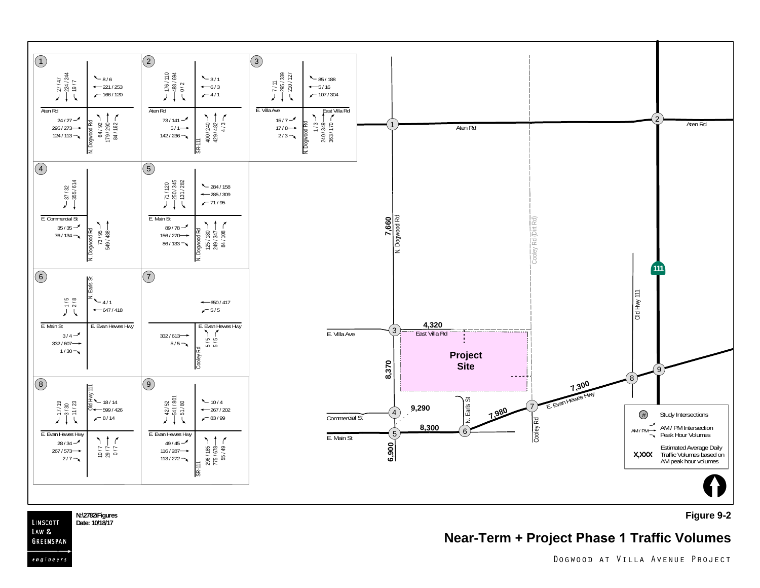**Figure 9-2**

## Near-Term + Project Phase 1 Traffic Volumes

Dogwood at Villa Avenue Project

N:\2782\Figures
Date: 10/18/17

Linscott Law & Greenspan engineers

### Intersection Peak Hour Volumes (AM / PM)

**1. N. Dogwood Rd / Aten Rd**
- Southbound: 27 / 47 (right), 224 / 244 (through), 19 / 7 (left)
- Westbound: 8 / 6 (right), 221 / 253 (through), 166 / 120 (left)
- Eastbound: 24 / 27 (left), 295 / 273 (through), 124 / 113 (right)
- Northbound: 64 / 92 (left), 179 / 290 (through), 84 / 162 (right)

**2. SR-111 / Aten Rd**
- Southbound: 176 / 110 (right), 488 / 694 (through), 0 / 2 (left)
- Westbound: 3 / 1 (right), 6 / 3 (through), 4 / 1 (left)
- Eastbound: 73 / 141 (left), 5 / 1 (through), 142 / 236 (right)
- Northbound: 400 / 240 (left), 429 / 482 (through), 4 / 3 (right)

**3. N. Dogwood Rd / E. Villa Ave / East Villa Rd**
- Southbound: 7 / 11 (right), 295 / 339 (through), 210 / 127 (left)
- Westbound: 85 / 188 (right), 5 / 16 (through), 107 / 304 (left)
- Eastbound: 15 / 7 (left), 17 / 8 (through), 2 / 3 (right)
- Northbound: 1 / 3 (left), 240 / 349 (through), 363 / 170 (right)

**4. N. Dogwood Rd / E. Commercial St**
- Southbound: 37 / 32 (right), 355 / 614 (through)
- Eastbound: 35 / 35 (left), 76 / 134 (right)
- Northbound: 73 / 95 (left), 549 / 488 (through)

**5. N. Dogwood Rd / E. Main St**
- Southbound: 71 / 120 (right), 250 / 345 (through), 131 / 282 (left)
- Westbound: 284 / 158 (right), 285 / 309 (through), 71 / 95 (left)
- Eastbound: 89 / 78 (left), 156 / 270 (through), 86 / 133 (right)
- Northbound: 125 / 180 (left), 249 / 347 (through), 84 / 108 (right)

**6. N. Earls St / E. Main St / E. Evan Hewes Hwy**
- Southbound: 1 / 5 (right), 2 / 8 (left)
- Westbound: 4 / 1 (right), 647 / 418 (through)
- Eastbound: 3 / 4 (left), 332 / 607 (through), 1 / 30 (right)

**7. Cooley Rd / E. Evan Hewes Hwy**
- Westbound: 650 / 417 (through), 5 / 5 (left)
- Eastbound: 332 / 613 (through), 5 / 5 (right)
- Northbound: 5 / 5 (left), 5 / 5 (right)

**8. Old Hwy 111 / E. Evan Hewes Hwy**
- Southbound: 17 / 19 (right), 3 / 30 (through), 11 / 23 (left)
- Westbound: 18 / 14 (right), 599 / 426 (through), 8 / 14 (left)
- Eastbound: 28 / 34 (left), 267 / 573 (through), 2 / 7 (right)
- Northbound: 10 / 7 (left), 29 / 7 (through), 0 / 7 (right)

**9. SR-111 / E. Evan Hewes Hwy**
- Southbound: 42 / 52 (right), 541 / 801 (through), 51 / 80 (left)
- Westbound: 10 / 4 (right), 267 / 202 (through), 83 / 99 (left)
- Eastbound: 49 / 45 (left), 116 / 287 (through), 113 / 272 (right)
- Northbound: 296 / 185 (left), 775 / 678 (through), 55 / 49 (right)

### Estimated Average Daily Traffic Volumes

- N. Dogwood Rd (between Aten Rd and E. Villa Ave): 7,660
- East Villa Rd: 4,320
- N. Dogwood Rd (between E. Villa Ave and Commercial St): 8,370
- N. Dogwood Rd (between Commercial St and E. Main St): 9,290
- E. Main St (between N. Dogwood Rd and N. Earls St): 8,300
- N. Dogwood Rd (south of E. Main St): 6,900
- E. Evan Hewes Hwy (between N. Earls St and Cooley Rd): 7,980
- E. Evan Hewes Hwy (between Cooley Rd and Old Hwy 111): 7,300

Map labels: Aten Rd, N. Dogwood Rd, Cooley Rd (Dirt Rd), Old Hwy 111, 111, E. Villa Ave, East Villa Rd, Project Site, Commercial St, E. Main St, N. Earls St, Cooley Rd, E. Evan Hewes Hwy

### Legend

- (#) Study Intersections
- AM / PM → Intersection Peak Hour Volumes
- X,XXX Estimated Average Daily Traffic Volumes based on AM peak hour volumes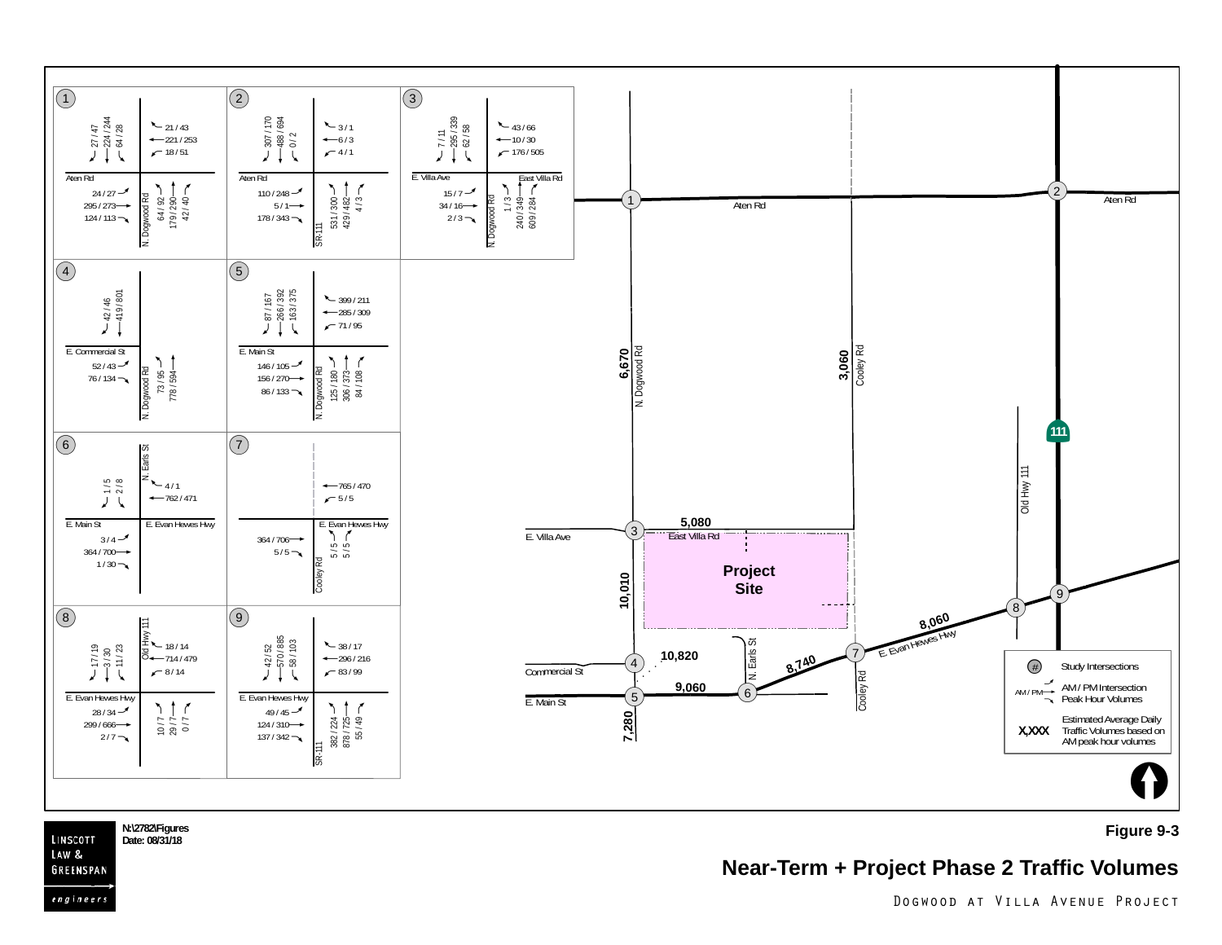# Figure 9-3

## Near-Term + Project Phase 2 Traffic Volumes

Dogwood at Villa Avenue Project

N:\2782\Figures
Date: 08/31/18

Linscott Law & Greenspan engineers

**Intersection 1** — Aten Rd / N. Dogwood Rd

| Approach | Movement | AM / PM |
| --- | --- | --- |
| Southbound | Right | 27 / 47 |
| Southbound | Through | 224 / 244 |
| Southbound | Left | 64 / 28 |
| Westbound | Right | 21 / 43 |
| Westbound | Through | 221 / 253 |
| Westbound | Left | 18 / 51 |
| Eastbound | Left | 24 / 27 |
| Eastbound | Through | 295 / 273 |
| Eastbound | Right | 124 / 113 |
| Northbound | Left | 64 / 92 |
| Northbound | Through | 179 / 290 |
| Northbound | Right | 42 / 40 |

**Intersection 2** — Aten Rd / SR-111

| Approach | Movement | AM / PM |
| --- | --- | --- |
| Southbound | Right | 307 / 170 |
| Southbound | Through | 488 / 694 |
| Southbound | Left | 0 / 2 |
| Westbound | Right | 3 / 1 |
| Westbound | Through | 6 / 3 |
| Westbound | Left | 4 / 1 |
| Eastbound | Left | 110 / 248 |
| Eastbound | Through | 5 / 1 |
| Eastbound | Right | 178 / 343 |
| Northbound | Left | 531 / 300 |
| Northbound | Through | 429 / 482 |
| Northbound | Right | 4 / 3 |

**Intersection 3** — E. Villa Ave / East Villa Rd / N. Dogwood Rd

| Approach | Movement | AM / PM |
| --- | --- | --- |
| Southbound | Right | 7 / 11 |
| Southbound | Through | 295 / 339 |
| Southbound | Left | 62 / 58 |
| Westbound | Right | 43 / 66 |
| Westbound | Through | 10 / 30 |
| Westbound | Left | 176 / 505 |
| Eastbound | Left | 15 / 7 |
| Eastbound | Through | 34 / 16 |
| Eastbound | Right | 2 / 3 |
| Northbound | Left | 1 / 3 |
| Northbound | Through | 240 / 349 |
| Northbound | Right | 609 / 284 |

**Intersection 4** — E. Commercial St / N. Dogwood Rd

| Approach | Movement | AM / PM |
| --- | --- | --- |
| Southbound | Right | 42 / 46 |
| Southbound | Through | 419 / 801 |
| Eastbound | Left | 52 / 43 |
| Eastbound | Right | 76 / 134 |
| Northbound | Left | 73 / 95 |
| Northbound | Through | 778 / 594 |

**Intersection 5** — E. Main St / N. Dogwood Rd

| Approach | Movement | AM / PM |
| --- | --- | --- |
| Southbound | Right | 87 / 167 |
| Southbound | Through | 266 / 392 |
| Southbound | Left | 163 / 375 |
| Westbound | Right | 399 / 211 |
| Westbound | Through | 285 / 309 |
| Westbound | Left | 71 / 95 |
| Eastbound | Left | 146 / 105 |
| Eastbound | Through | 156 / 270 |
| Eastbound | Right | 86 / 133 |
| Northbound | Left | 125 / 180 |
| Northbound | Through | 306 / 373 |
| Northbound | Right | 84 / 108 |

**Intersection 6** — E. Main St / E. Evan Hewes Hwy / N. Earls St

| Approach | Movement | AM / PM |
| --- | --- | --- |
| Southbound | Right | 1 / 5 |
| Southbound | Left | 2 / 8 |
| Westbound | Right | 4 / 1 |
| Westbound | Through | 762 / 471 |
| Eastbound | Left | 3 / 4 |
| Eastbound | Through | 364 / 700 |
| Eastbound | Right | 1 / 30 |

**Intersection 7** — E. Evan Hewes Hwy / Cooley Rd

| Approach | Movement | AM / PM |
| --- | --- | --- |
| Westbound | Through | 765 / 470 |
| Westbound | Left | 5 / 5 |
| Eastbound | Through | 364 / 706 |
| Eastbound | Right | 5 / 5 |
| Northbound | Left | 5 / 5 |
| Northbound | Right | 5 / 5 |

**Intersection 8** — E. Evan Hewes Hwy / Old Hwy 111

| Approach | Movement | AM / PM |
| --- | --- | --- |
| Southbound | Right | 17 / 19 |
| Southbound | Through | 3 / 30 |
| Southbound | Left | 11 / 23 |
| Westbound | Right | 18 / 14 |
| Westbound | Through | 714 / 479 |
| Westbound | Left | 8 / 14 |
| Eastbound | Left | 28 / 34 |
| Eastbound | Through | 299 / 666 |
| Eastbound | Right | 2 / 7 |
| Northbound | Left | 10 / 7 |
| Northbound | Through | 29 / 7 |
| Northbound | Right | 0 / 7 |

**Intersection 9** — E. Evan Hewes Hwy / SR-111

| Approach | Movement | AM / PM |
| --- | --- | --- |
| Southbound | Right | 42 / 52 |
| Southbound | Through | 570 / 885 |
| Southbound | Left | 58 / 103 |
| Westbound | Right | 38 / 17 |
| Westbound | Through | 296 / 216 |
| Westbound | Left | 83 / 99 |
| Eastbound | Left | 49 / 45 |
| Eastbound | Through | 124 / 310 |
| Eastbound | Right | 137 / 342 |
| Northbound | Left | 382 / 224 |
| Northbound | Through | 878 / 725 |
| Northbound | Right | 55 / 49 |

**Estimated Average Daily Traffic Volumes**

| Segment | ADT |
| --- | --- |
| N. Dogwood Rd (Aten Rd to E. Villa Ave) | 6,670 |
| Cooley Rd (north of East Villa Rd) | 3,060 |
| East Villa Rd (N. Dogwood Rd to Cooley Rd) | 5,080 |
| N. Dogwood Rd (E. Villa Ave to Commercial St) | 10,010 |
| N. Dogwood Rd (Commercial St to E. Main St) | 10,820 |
| E. Main St (N. Dogwood Rd to N. Earls St) | 9,060 |
| N. Dogwood Rd (south of E. Main St) | 7,280 |
| E. Evan Hewes Hwy (N. Earls St to Cooley Rd) | 8,740 |
| E. Evan Hewes Hwy (Cooley Rd to Old Hwy 111) | 8,060 |

Project Site

**Legend**

- (#) Study Intersections
- AM / PM → AM / PM Intersection Peak Hour Volumes
- X,XXX Estimated Average Daily Traffic Volumes based on AM peak hour volumes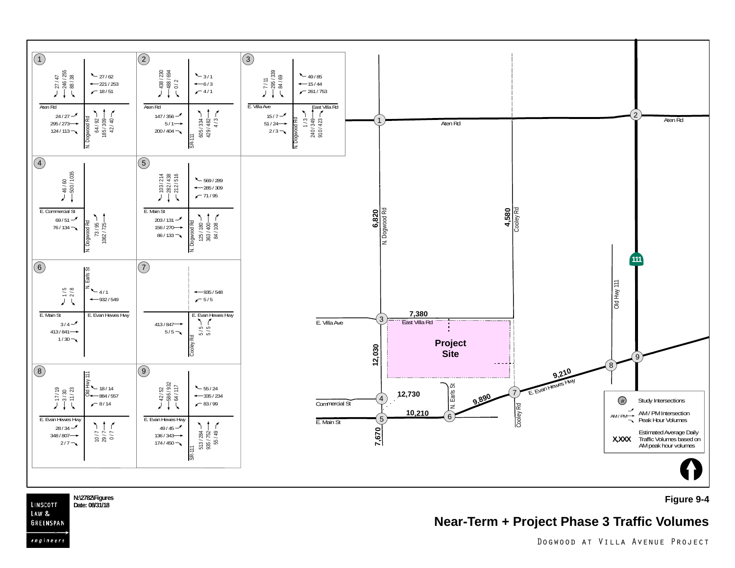# Figure 9-4

## Near-Term + Project Phase 3 Traffic Volumes

Dogwood at Villa Avenue Project

N:\2782\Figures
Date: 08/31/18

Linscott Law & Greenspan engineers

**1 — N. Dogwood Rd / Aten Rd**

| Approach | Left | Through | Right |
|---|---|---|---|
| Southbound | 88 / 38 | 246 / 255 | 27 / 47 |
| Westbound | 18 / 51 | 221 / 253 | 27 / 62 |
| Eastbound | 24 / 27 | 295 / 273 | 124 / 113 |
| Northbound | 64 / 92 | 185 / 309 | 42 / 40 |

**2 — SR-111 / Aten Rd**

| Approach | Left | Through | Right |
|---|---|---|---|
| Southbound | 0 / 2 | 488 / 694 | 438 / 230 |
| Westbound | 4 / 1 | 6 / 3 | 3 / 1 |
| Eastbound | 147 / 356 | 5 / 1 | 200 / 404 |
| Northbound | 605 / 334 | 429 / 482 | 4 / 3 |

**3 — N. Dogwood Rd / E. Villa Ave / East Villa Rd**

| Approach | Left | Through | Right |
|---|---|---|---|
| Southbound | 84 / 69 | 295 / 339 | 7 / 11 |
| Westbound | 261 / 753 | 15 / 44 | 49 / 85 |
| Eastbound | 15 / 7 | 51 / 24 | 2 / 3 |
| Northbound | 1 / 3 | 240 / 349 | 910 / 423 |

**4 — N. Dogwood Rd / E. Commercial St**

| Approach | Left | Through | Right |
|---|---|---|---|
| Southbound | | 500 / 1035 | 46 / 60 |
| Eastbound | 69 / 51 | | 76 / 134 |
| Northbound | 73 / 95 | 1062 / 725 | |

**5 — N. Dogwood Rd / E. Main St**

| Approach | Left | Through | Right |
|---|---|---|---|
| Southbound | 212 / 516 | 282 / 438 | 103 / 214 |
| Westbound | 71 / 95 | 285 / 309 | 569 / 289 |
| Eastbound | 203 / 131 | 156 / 270 | 86 / 133 |
| Northbound | 125 / 180 | 363 / 400 | 84 / 108 |

**6 — N. Earls St / E. Main St / E. Evan Hewes Hwy**

| Approach | Left | Through | Right |
|---|---|---|---|
| Southbound | 2 / 8 | | 1 / 5 |
| Westbound | | 932 / 549 | 4 / 1 |
| Eastbound | 3 / 4 | 413 / 841 | 1 / 30 |

**7 — Cooley Rd / E. Evan Hewes Hwy**

| Approach | Left | Through | Right |
|---|---|---|---|
| Westbound | 5 / 5 | 935 / 548 | |
| Eastbound | | 413 / 847 | 5 / 5 |
| Northbound | 5 / 5 | | 5 / 5 |

**8 — Old Hwy 111 / E. Evan Hewes Hwy**

| Approach | Left | Through | Right |
|---|---|---|---|
| Southbound | 11 / 23 | 3 / 30 | 17 / 19 |
| Westbound | 8 / 14 | 884 / 557 | 18 / 14 |
| Eastbound | 28 / 34 | 348 / 807 | 2 / 7 |
| Northbound | 10 / 7 | 29 / 7 | 0 / 7 |

**9 — SR-111 / E. Evan Hewes Hwy**

| Approach | Left | Through | Right |
|---|---|---|---|
| Southbound | 64 / 117 | 586 / 932 | 42 / 52 |
| Westbound | 83 / 99 | 335 / 234 | 55 / 24 |
| Eastbound | 49 / 45 | 136 / 343 | 174 / 450 |
| Northbound | 513 / 284 | 935 / 752 | 55 / 49 |

**Estimated Average Daily Traffic Volumes**

| Segment | ADT |
|---|---|
| N. Dogwood Rd (north of East Villa Rd) | 6,820 |
| Cooley Rd | 4,580 |
| East Villa Rd | 7,380 |
| N. Dogwood Rd (between East Villa Rd and Commercial St) | 12,030 |
| N. Dogwood Rd (between Commercial St and E. Main St) | 12,730 |
| E. Main St | 10,210 |
| N. Dogwood Rd (south of E. Main St) | 7,670 |
| E. Evan Hewes Hwy (west of Cooley Rd) | 9,890 |
| E. Evan Hewes Hwy (east of Cooley Rd) | 9,210 |

Legend:
- (#) Study Intersections
- AM / PM Intersection Peak Hour Volumes
- X,XXX Estimated Average Daily Traffic Volumes based on AM peak hour volumes

Map labels: Aten Rd, N. Dogwood Rd, Cooley Rd, E. Villa Ave, East Villa Rd, Project Site, Old Hwy 111, 111, Commercial St, E. Main St, N. Earls St, E. Evan Hewes Hwy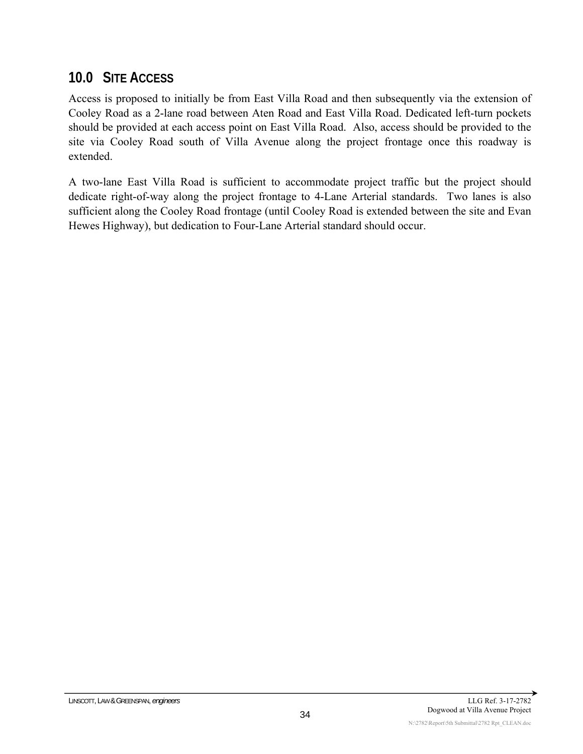## 10.0 SITE ACCESS

Access is proposed to initially be from East Villa Road and then subsequently via the extension of Cooley Road as a 2-lane road between Aten Road and East Villa Road. Dedicated left-turn pockets should be provided at each access point on East Villa Road. Also, access should be provided to the site via Cooley Road south of Villa Avenue along the project frontage once this roadway is extended.

A two-lane East Villa Road is sufficient to accommodate project traffic but the project should dedicate right-of-way along the project frontage to 4-Lane Arterial standards. Two lanes is also sufficient along the Cooley Road frontage (until Cooley Road is extended between the site and Evan Hewes Highway), but dedication to Four-Lane Arterial standard should occur.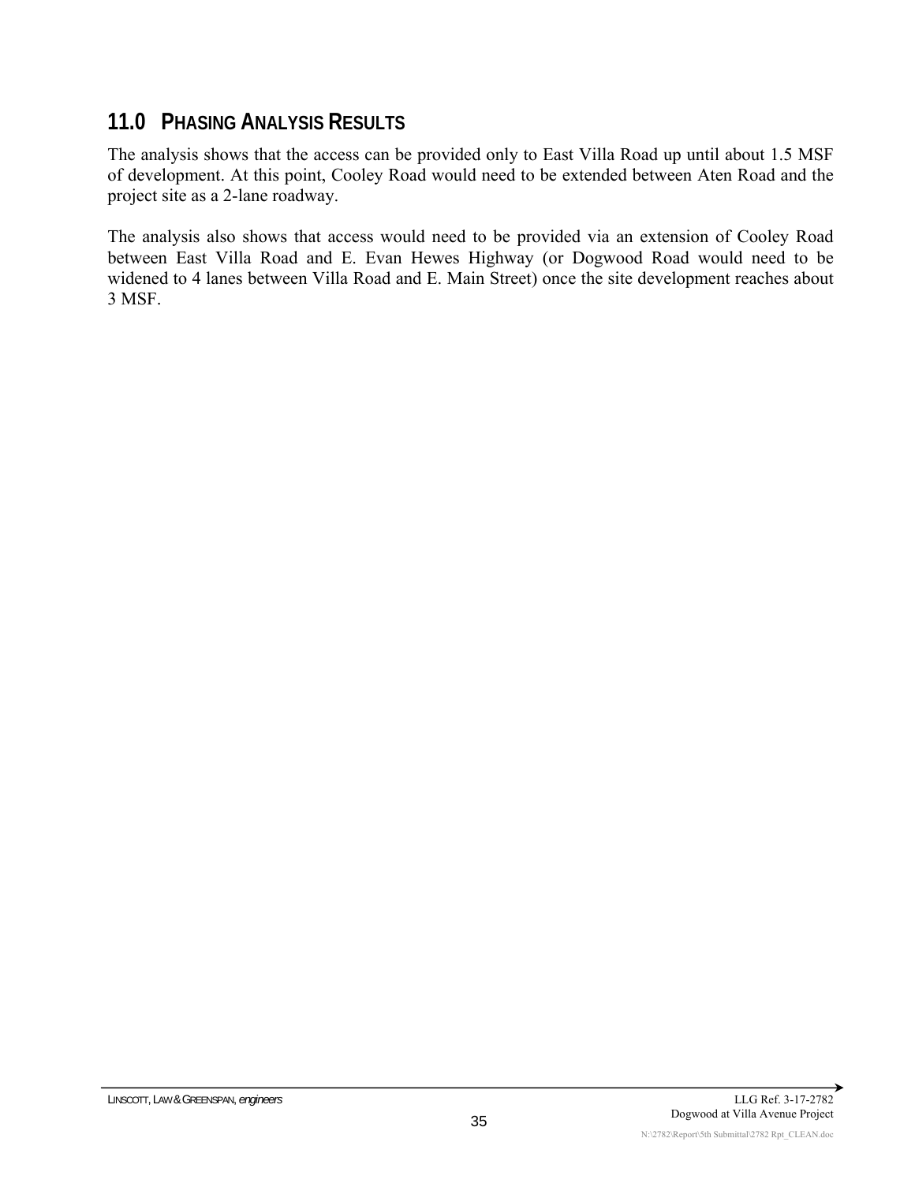## 11.0 PHASING ANALYSIS RESULTS

The analysis shows that the access can be provided only to East Villa Road up until about 1.5 MSF of development. At this point, Cooley Road would need to be extended between Aten Road and the project site as a 2-lane roadway.

The analysis also shows that access would need to be provided via an extension of Cooley Road between East Villa Road and E. Evan Hewes Highway (or Dogwood Road would need to be widened to 4 lanes between Villa Road and E. Main Street) once the site development reaches about 3 MSF.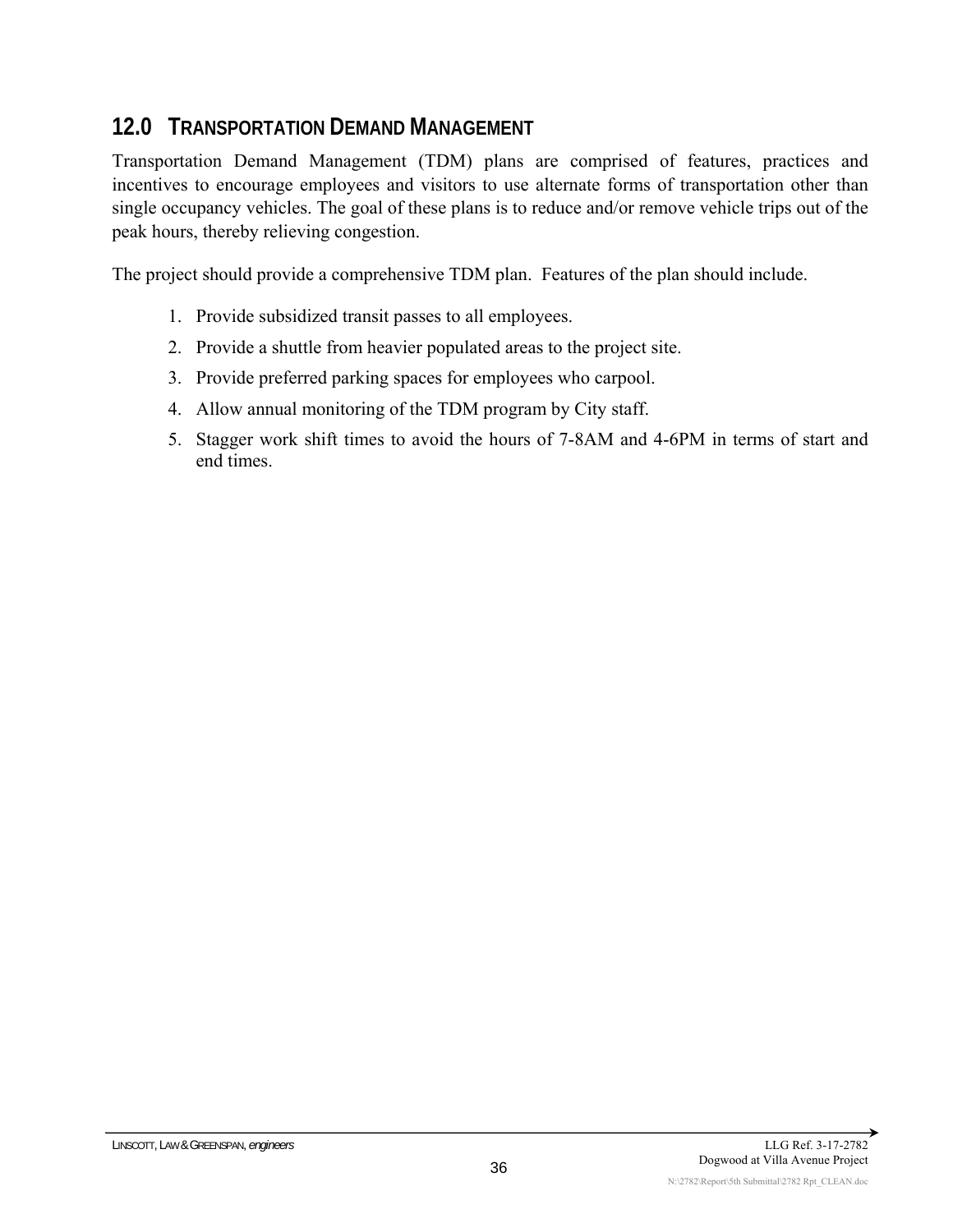## 12.0 TRANSPORTATION DEMAND MANAGEMENT

Transportation Demand Management (TDM) plans are comprised of features, practices and incentives to encourage employees and visitors to use alternate forms of transportation other than single occupancy vehicles. The goal of these plans is to reduce and/or remove vehicle trips out of the peak hours, thereby relieving congestion.

The project should provide a comprehensive TDM plan. Features of the plan should include.

1. Provide subsidized transit passes to all employees.
2. Provide a shuttle from heavier populated areas to the project site.
3. Provide preferred parking spaces for employees who carpool.
4. Allow annual monitoring of the TDM program by City staff.
5. Stagger work shift times to avoid the hours of 7-8AM and 4-6PM in terms of start and end times.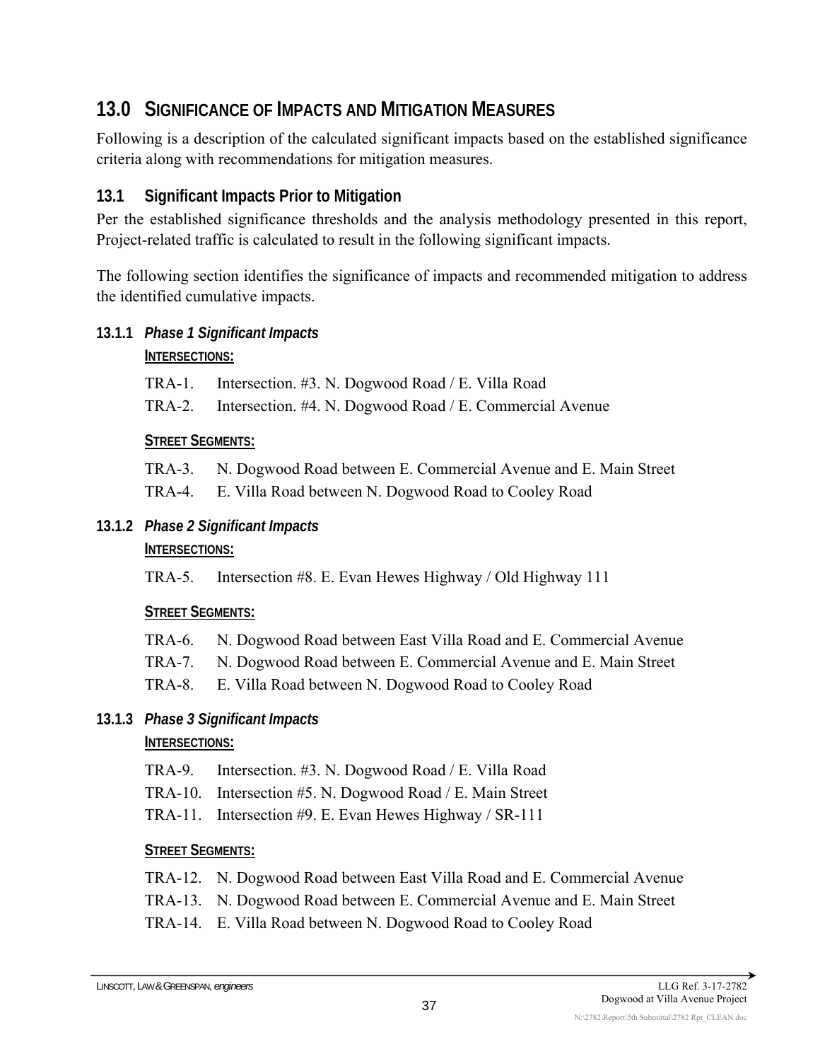# 13.0 SIGNIFICANCE OF IMPACTS AND MITIGATION MEASURES

Following is a description of the calculated significant impacts based on the established significance criteria along with recommendations for mitigation measures.

## 13.1 Significant Impacts Prior to Mitigation

Per the established significance thresholds and the analysis methodology presented in this report, Project-related traffic is calculated to result in the following significant impacts.

The following section identifies the significance of impacts and recommended mitigation to address the identified cumulative impacts.

### 13.1.1 *Phase 1 Significant Impacts*

**INTERSECTIONS:**

TRA-1. Intersection. #3. N. Dogwood Road / E. Villa Road
TRA-2. Intersection. #4. N. Dogwood Road / E. Commercial Avenue

**STREET SEGMENTS:**

TRA-3. N. Dogwood Road between E. Commercial Avenue and E. Main Street
TRA-4. E. Villa Road between N. Dogwood Road to Cooley Road

### 13.1.2 *Phase 2 Significant Impacts*

**INTERSECTIONS:**

TRA-5. Intersection #8. E. Evan Hewes Highway / Old Highway 111

**STREET SEGMENTS:**

TRA-6. N. Dogwood Road between East Villa Road and E. Commercial Avenue
TRA-7. N. Dogwood Road between E. Commercial Avenue and E. Main Street
TRA-8. E. Villa Road between N. Dogwood Road to Cooley Road

### 13.1.3 *Phase 3 Significant Impacts*

**INTERSECTIONS:**

TRA-9. Intersection. #3. N. Dogwood Road / E. Villa Road
TRA-10. Intersection #5. N. Dogwood Road / E. Main Street
TRA-11. Intersection #9. E. Evan Hewes Highway / SR-111

**STREET SEGMENTS:**

TRA-12. N. Dogwood Road between East Villa Road and E. Commercial Avenue
TRA-13. N. Dogwood Road between E. Commercial Avenue and E. Main Street
TRA-14. E. Villa Road between N. Dogwood Road to Cooley Road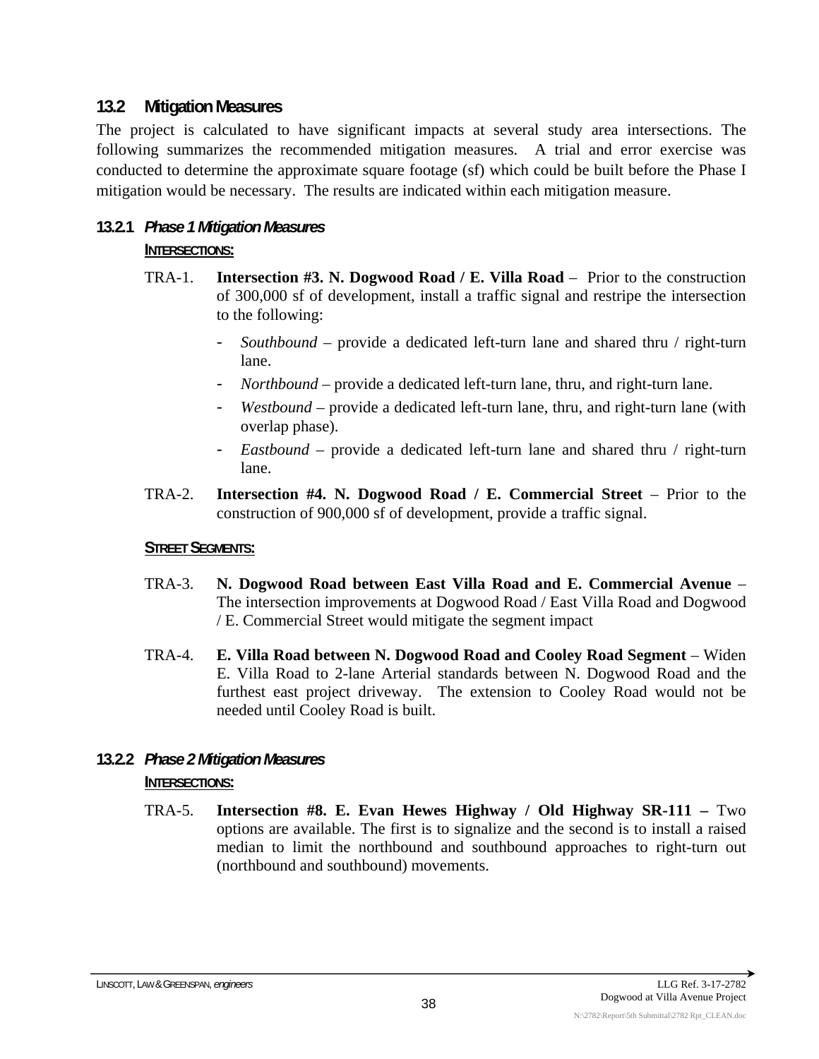## 13.2 Mitigation Measures

The project is calculated to have significant impacts at several study area intersections. The following summarizes the recommended mitigation measures. A trial and error exercise was conducted to determine the approximate square footage (sf) which could be built before the Phase I mitigation would be necessary. The results are indicated within each mitigation measure.

### 13.2.1 *Phase 1 Mitigation Measures*

**INTERSECTIONS:**

TRA-1. **Intersection #3. N. Dogwood Road / E. Villa Road** – Prior to the construction of 300,000 sf of development, install a traffic signal and restripe the intersection to the following:

- *Southbound* – provide a dedicated left-turn lane and shared thru / right-turn lane.
- *Northbound* – provide a dedicated left-turn lane, thru, and right-turn lane.
- *Westbound* – provide a dedicated left-turn lane, thru, and right-turn lane (with overlap phase).
- *Eastbound* – provide a dedicated left-turn lane and shared thru / right-turn lane.

TRA-2. **Intersection #4. N. Dogwood Road / E. Commercial Street** – Prior to the construction of 900,000 sf of development, provide a traffic signal.

**STREET SEGMENTS:**

TRA-3. **N. Dogwood Road between East Villa Road and E. Commercial Avenue** – The intersection improvements at Dogwood Road / East Villa Road and Dogwood / E. Commercial Street would mitigate the segment impact

TRA-4. **E. Villa Road between N. Dogwood Road and Cooley Road Segment** – Widen E. Villa Road to 2-lane Arterial standards between N. Dogwood Road and the furthest east project driveway. The extension to Cooley Road would not be needed until Cooley Road is built.

### 13.2.2 *Phase 2 Mitigation Measures*

**INTERSECTIONS:**

TRA-5. **Intersection #8. E. Evan Hewes Highway / Old Highway SR-111 –** Two options are available. The first is to signalize and the second is to install a raised median to limit the northbound and southbound approaches to right-turn out (northbound and southbound) movements.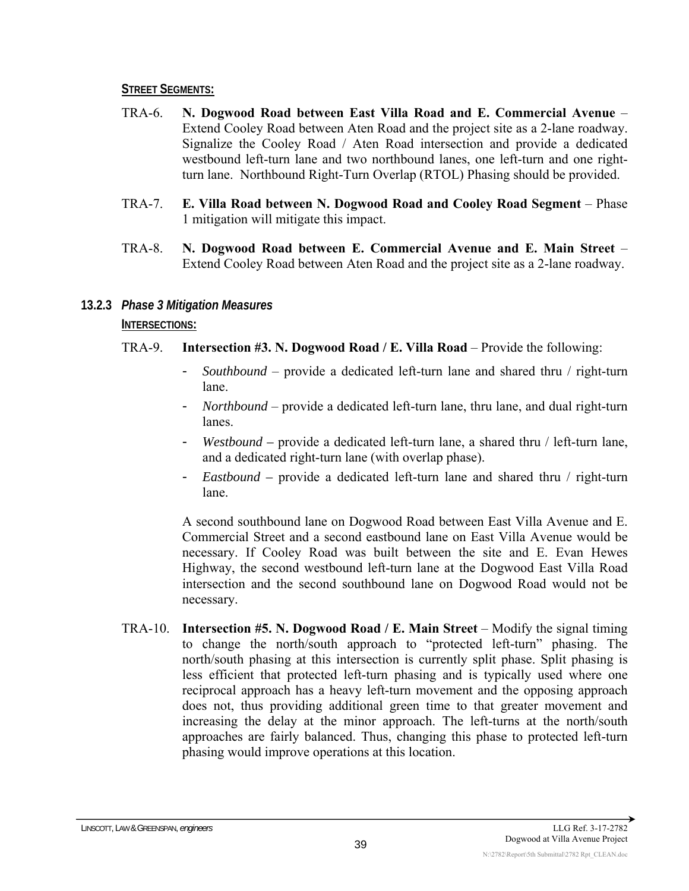**STREET SEGMENTS:**

TRA-6. **N. Dogwood Road between East Villa Road and E. Commercial Avenue** – Extend Cooley Road between Aten Road and the project site as a 2-lane roadway. Signalize the Cooley Road / Aten Road intersection and provide a dedicated westbound left-turn lane and two northbound lanes, one left-turn and one right-turn lane. Northbound Right-Turn Overlap (RTOL) Phasing should be provided.

TRA-7. **E. Villa Road between N. Dogwood Road and Cooley Road Segment** – Phase 1 mitigation will mitigate this impact.

TRA-8. **N. Dogwood Road between E. Commercial Avenue and E. Main Street** – Extend Cooley Road between Aten Road and the project site as a 2-lane roadway.

### 13.2.3 *Phase 3 Mitigation Measures*

**INTERSECTIONS:**

TRA-9. **Intersection #3. N. Dogwood Road / E. Villa Road** – Provide the following:

- *Southbound* – provide a dedicated left-turn lane and shared thru / right-turn lane.
- *Northbound* – provide a dedicated left-turn lane, thru lane, and dual right-turn lanes.
- *Westbound* **–** provide a dedicated left-turn lane, a shared thru / left-turn lane, and a dedicated right-turn lane (with overlap phase).
- *Eastbound* **–** provide a dedicated left-turn lane and shared thru / right-turn lane.

A second southbound lane on Dogwood Road between East Villa Avenue and E. Commercial Street and a second eastbound lane on East Villa Avenue would be necessary. If Cooley Road was built between the site and E. Evan Hewes Highway, the second westbound left-turn lane at the Dogwood East Villa Road intersection and the second southbound lane on Dogwood Road would not be necessary.

TRA-10. **Intersection #5. N. Dogwood Road / E. Main Street** – Modify the signal timing to change the north/south approach to "protected left-turn" phasing. The north/south phasing at this intersection is currently split phase. Split phasing is less efficient that protected left-turn phasing and is typically used where one reciprocal approach has a heavy left-turn movement and the opposing approach does not, thus providing additional green time to that greater movement and increasing the delay at the minor approach. The left-turns at the north/south approaches are fairly balanced. Thus, changing this phase to protected left-turn phasing would improve operations at this location.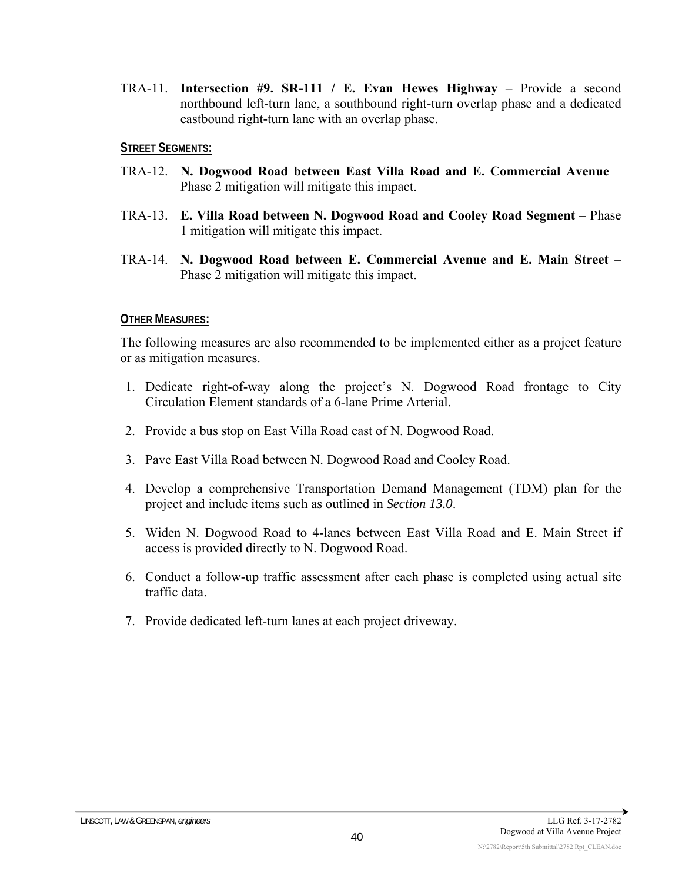TRA-11. **Intersection #9. SR-111 / E. Evan Hewes Highway –** Provide a second northbound left-turn lane, a southbound right-turn overlap phase and a dedicated eastbound right-turn lane with an overlap phase.

**STREET SEGMENTS:**

TRA-12. **N. Dogwood Road between East Villa Road and E. Commercial Avenue** – Phase 2 mitigation will mitigate this impact.

TRA-13. **E. Villa Road between N. Dogwood Road and Cooley Road Segment** – Phase 1 mitigation will mitigate this impact.

TRA-14. **N. Dogwood Road between E. Commercial Avenue and E. Main Street** – Phase 2 mitigation will mitigate this impact.

**OTHER MEASURES:**

The following measures are also recommended to be implemented either as a project feature or as mitigation measures.

1. Dedicate right-of-way along the project's N. Dogwood Road frontage to City Circulation Element standards of a 6-lane Prime Arterial.
2. Provide a bus stop on East Villa Road east of N. Dogwood Road.
3. Pave East Villa Road between N. Dogwood Road and Cooley Road.
4. Develop a comprehensive Transportation Demand Management (TDM) plan for the project and include items such as outlined in *Section 13.0*.
5. Widen N. Dogwood Road to 4-lanes between East Villa Road and E. Main Street if access is provided directly to N. Dogwood Road.
6. Conduct a follow-up traffic assessment after each phase is completed using actual site traffic data.
7. Provide dedicated left-turn lanes at each project driveway.